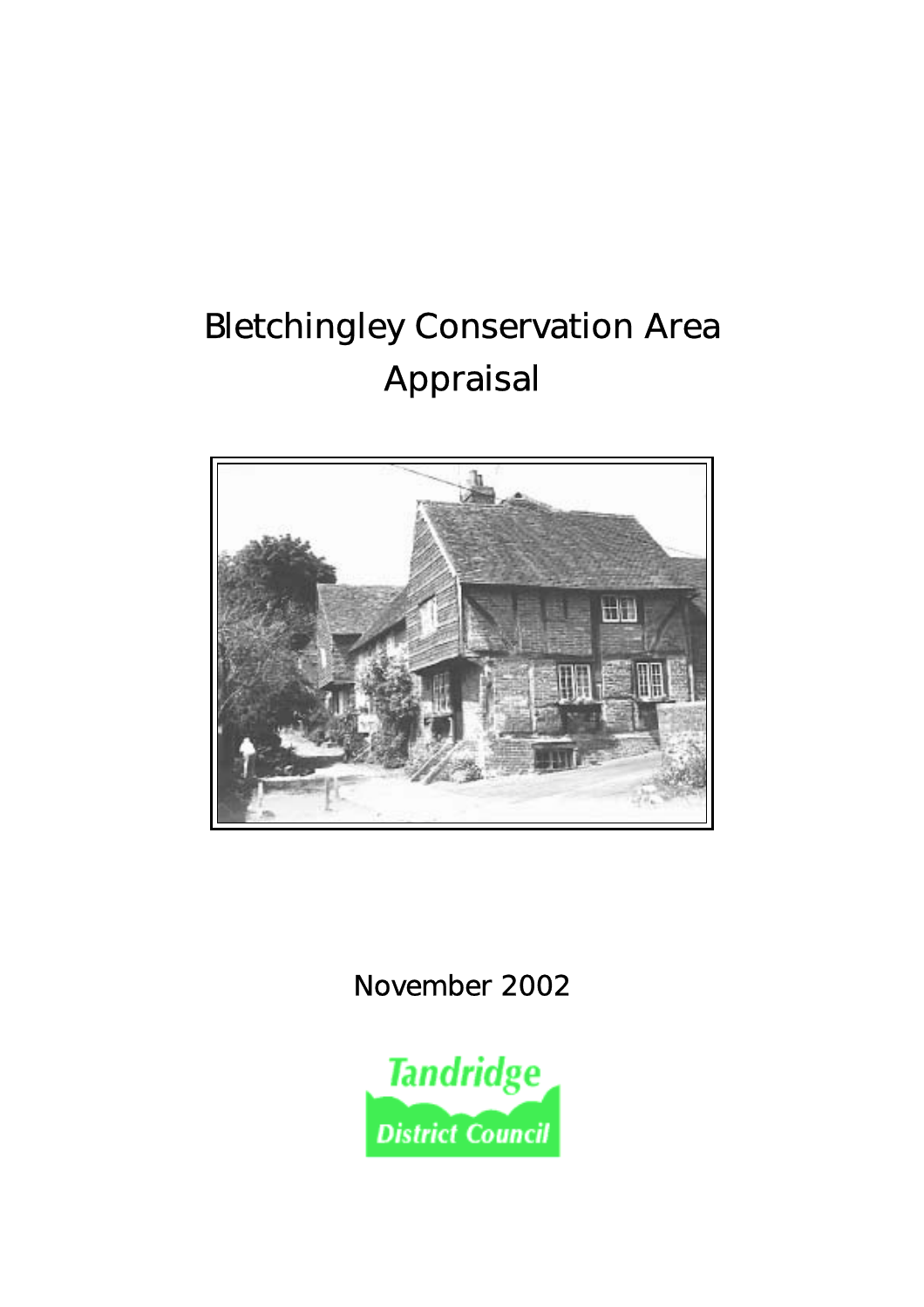# Bletchingley Conservation Area Appraisal

November 2002

Tandridge District Council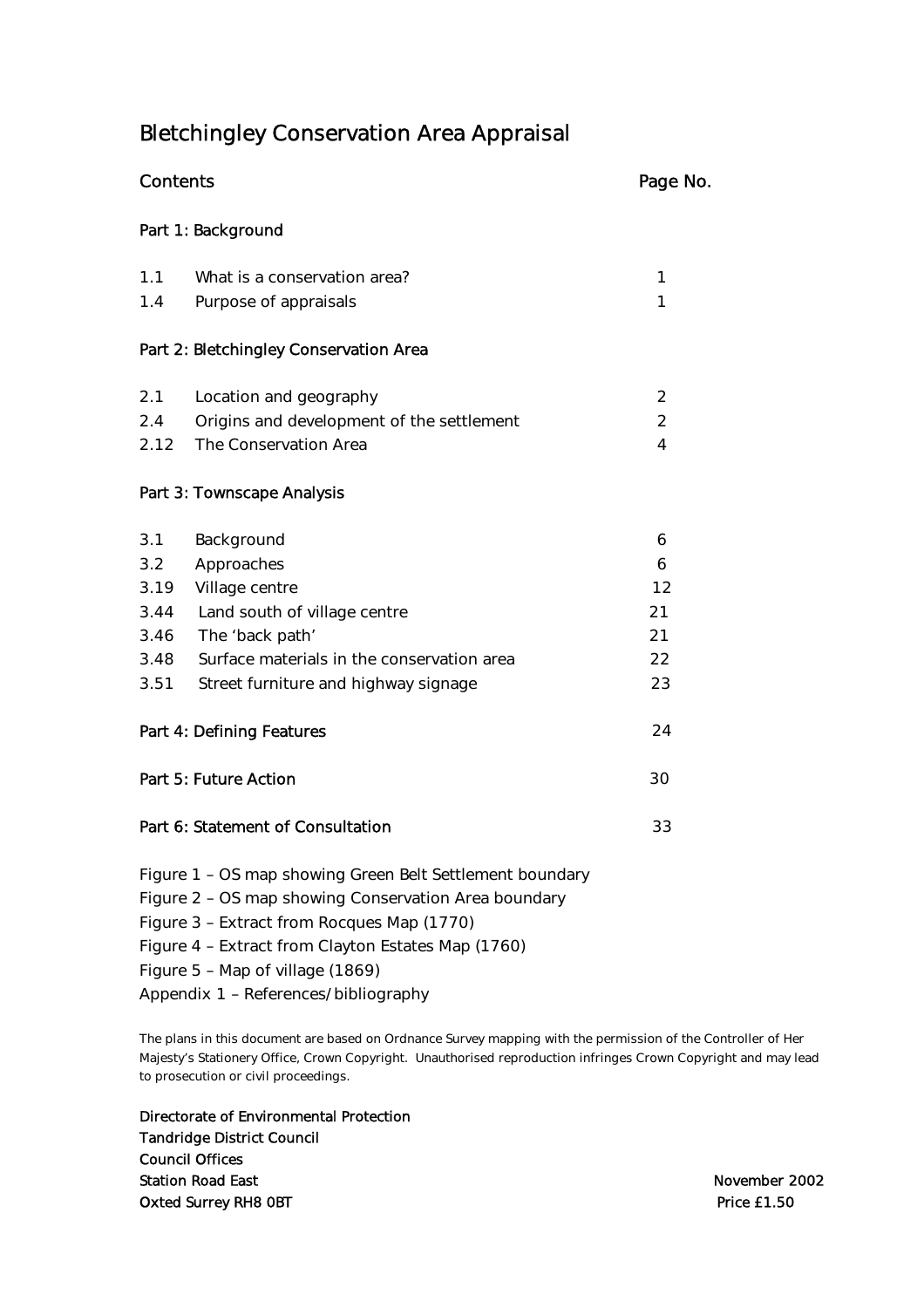# Bletchingley Conservation Area Appraisal

| Contents | | Page No. |
|---|---|---|
| **Part 1: Background** | | |
| 1.1 | What is a conservation area? | 1 |
| 1.4 | Purpose of appraisals | 1 |
| **Part 2: Bletchingley Conservation Area** | | |
| 2.1 | Location and geography | 2 |
| 2.4 | Origins and development of the settlement | 2 |
| 2.12 | The Conservation Area | 4 |
| **Part 3: Townscape Analysis** | | |
| 3.1 | Background | 6 |
| 3.2 | Approaches | 6 |
| 3.19 | Village centre | 12 |
| 3.44 | Land south of village centre | 21 |
| 3.46 | The 'back path' | 21 |
| 3.48 | Surface materials in the conservation area | 22 |
| 3.51 | Street furniture and highway signage | 23 |
| **Part 4: Defining Features** | | 24 |
| **Part 5: Future Action** | | 30 |
| **Part 6: Statement of Consultation** | | 33 |

Figure 1 – OS map showing Green Belt Settlement boundary
Figure 2 – OS map showing Conservation Area boundary
Figure 3 – Extract from Rocques Map (1770)
Figure 4 – Extract from Clayton Estates Map (1760)
Figure 5 – Map of village (1869)
Appendix 1 – References/bibliography

The plans in this document are based on Ordnance Survey mapping with the permission of the Controller of Her Majesty's Stationery Office, Crown Copyright. Unauthorised reproduction infringes Crown Copyright and may lead to prosecution or civil proceedings.

Directorate of Environmental Protection
Tandridge District Council
Council Offices
Station Road East
Oxted Surrey RH8 0BT

November 2002
Price £1.50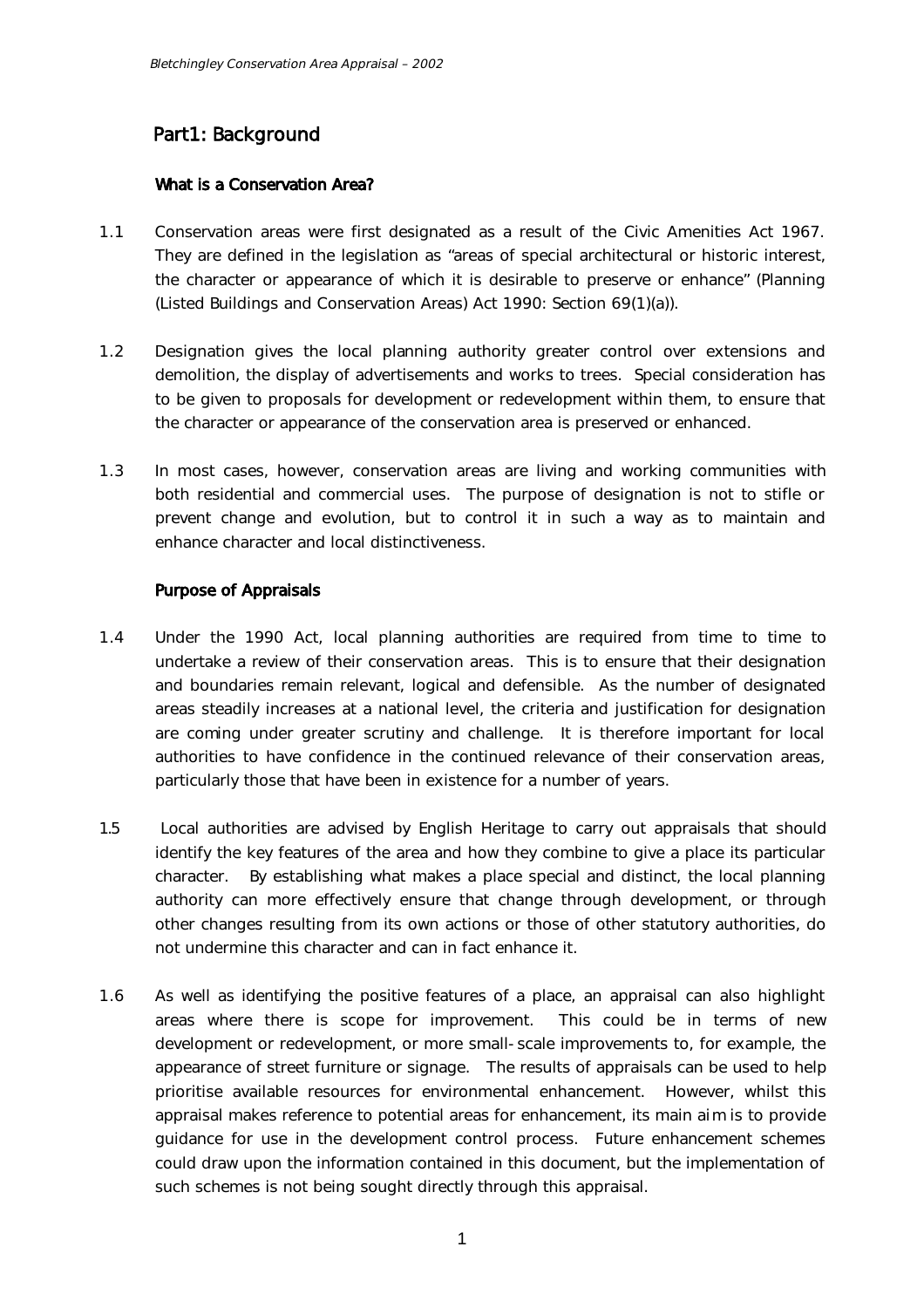# Part1: Background

## What is a Conservation Area?

1.1 Conservation areas were first designated as a result of the Civic Amenities Act 1967. They are defined in the legislation as "areas of special architectural or historic interest, the character or appearance of which it is desirable to preserve or enhance" (Planning (Listed Buildings and Conservation Areas) Act 1990: Section 69(1)(a)).

1.2 Designation gives the local planning authority greater control over extensions and demolition, the display of advertisements and works to trees. Special consideration has to be given to proposals for development or redevelopment within them, to ensure that the character or appearance of the conservation area is preserved or enhanced.

1.3 In most cases, however, conservation areas are living and working communities with both residential and commercial uses. The purpose of designation is not to stifle or prevent change and evolution, but to control it in such a way as to maintain and enhance character and local distinctiveness.

## Purpose of Appraisals

1.4 Under the 1990 Act, local planning authorities are required from time to time to undertake a review of their conservation areas. This is to ensure that their designation and boundaries remain relevant, logical and defensible. As the number of designated areas steadily increases at a national level, the criteria and justification for designation are coming under greater scrutiny and challenge. It is therefore important for local authorities to have confidence in the continued relevance of their conservation areas, particularly those that have been in existence for a number of years.

1.5 Local authorities are advised by English Heritage to carry out appraisals that should identify the key features of the area and how they combine to give a place its particular character. By establishing what makes a place special and distinct, the local planning authority can more effectively ensure that change through development, or through other changes resulting from its own actions or those of other statutory authorities, do not undermine this character and can in fact enhance it.

1.6 As well as identifying the positive features of a place, an appraisal can also highlight areas where there is scope for improvement. This could be in terms of new development or redevelopment, or more small-scale improvements to, for example, the appearance of street furniture or signage. The results of appraisals can be used to help prioritise available resources for environmental enhancement. However, whilst this appraisal makes reference to potential areas for enhancement, its main aim is to provide guidance for use in the development control process. Future enhancement schemes could draw upon the information contained in this document, but the implementation of such schemes is not being sought directly through this appraisal.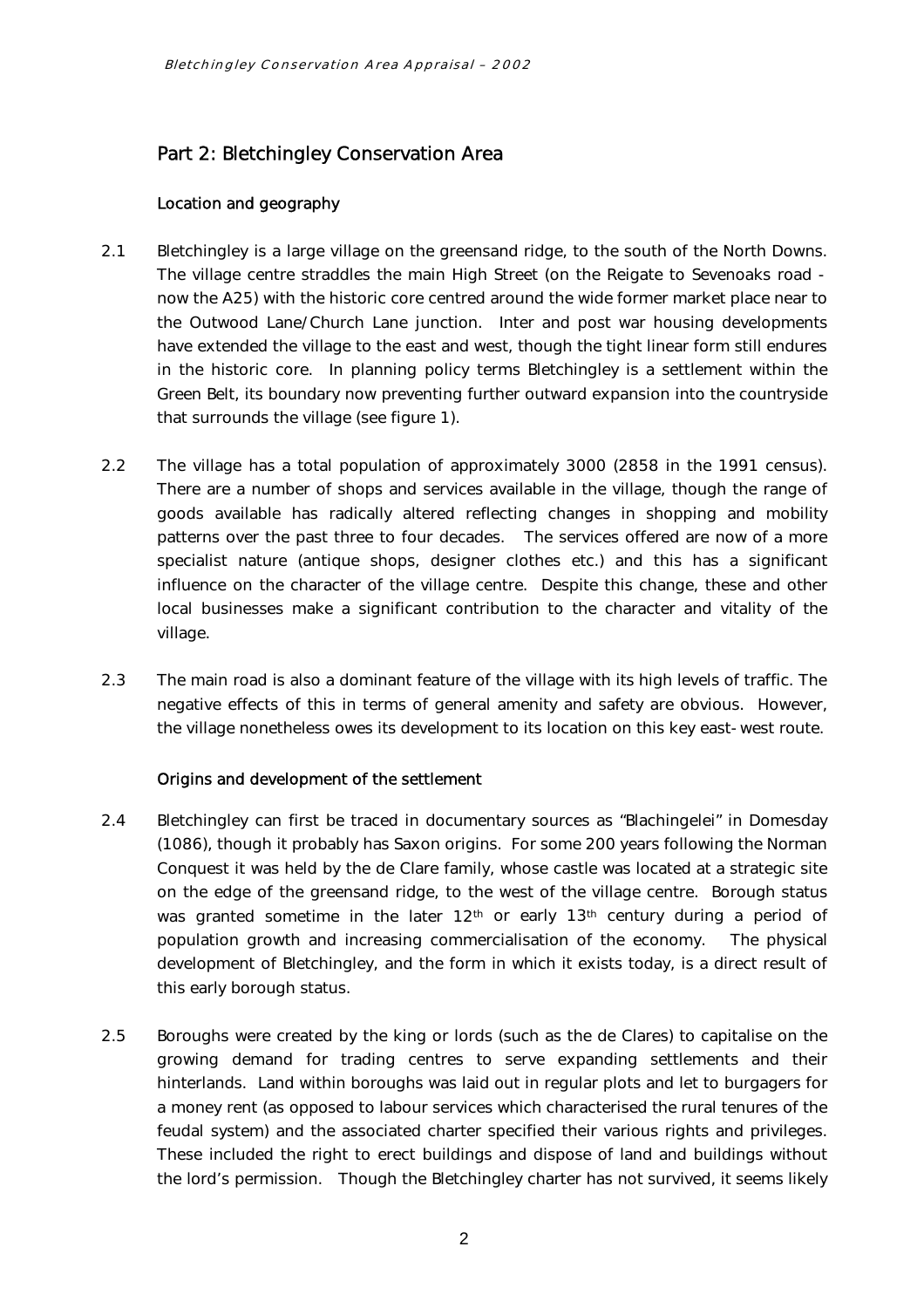## Part 2: Bletchingley Conservation Area

### Location and geography

2.1 Bletchingley is a large village on the greensand ridge, to the south of the North Downs. The village centre straddles the main High Street (on the Reigate to Sevenoaks road - now the A25) with the historic core centred around the wide former market place near to the Outwood Lane/Church Lane junction. Inter and post war housing developments have extended the village to the east and west, though the tight linear form still endures in the historic core. In planning policy terms Bletchingley is a settlement within the Green Belt, its boundary now preventing further outward expansion into the countryside that surrounds the village (see figure 1).

2.2 The village has a total population of approximately 3000 (2858 in the 1991 census). There are a number of shops and services available in the village, though the range of goods available has radically altered reflecting changes in shopping and mobility patterns over the past three to four decades. The services offered are now of a more specialist nature (antique shops, designer clothes etc.) and this has a significant influence on the character of the village centre. Despite this change, these and other local businesses make a significant contribution to the character and vitality of the village.

2.3 The main road is also a dominant feature of the village with its high levels of traffic. The negative effects of this in terms of general amenity and safety are obvious. However, the village nonetheless owes its development to its location on this key east-west route.

### Origins and development of the settlement

2.4 Bletchingley can first be traced in documentary sources as "Blachingelei" in Domesday (1086), though it probably has Saxon origins. For some 200 years following the Norman Conquest it was held by the de Clare family, whose castle was located at a strategic site on the edge of the greensand ridge, to the west of the village centre. Borough status was granted sometime in the later 12th or early 13th century during a period of population growth and increasing commercialisation of the economy. The physical development of Bletchingley, and the form in which it exists today, is a direct result of this early borough status.

2.5 Boroughs were created by the king or lords (such as the de Clares) to capitalise on the growing demand for trading centres to serve expanding settlements and their hinterlands. Land within boroughs was laid out in regular plots and let to burgagers for a money rent (as opposed to labour services which characterised the rural tenures of the feudal system) and the associated charter specified their various rights and privileges. These included the right to erect buildings and dispose of land and buildings without the lord's permission. Though the Bletchingley charter has not survived, it seems likely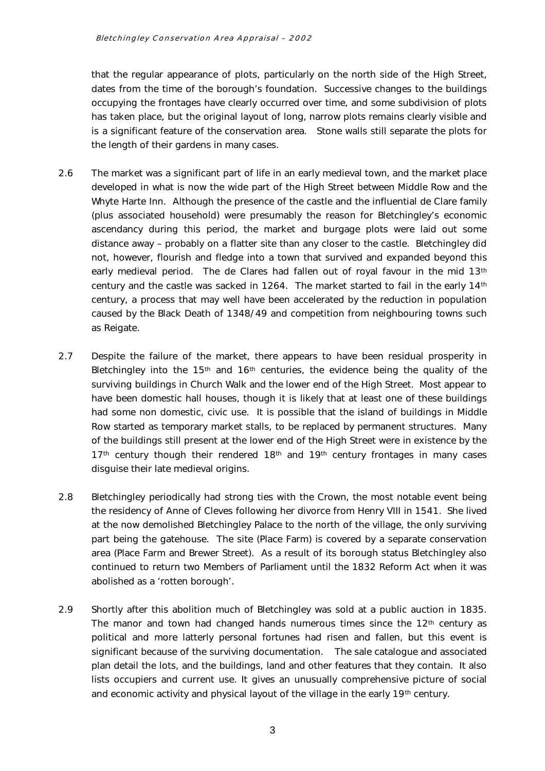that the regular appearance of plots, particularly on the north side of the High Street, dates from the time of the borough's foundation. Successive changes to the buildings occupying the frontages have clearly occurred over time, and some subdivision of plots has taken place, but the original layout of long, narrow plots remains clearly visible and is a significant feature of the conservation area. Stone walls still separate the plots for the length of their gardens in many cases.

2.6 The market was a significant part of life in an early medieval town, and the market place developed in what is now the wide part of the High Street between Middle Row and the Whyte Harte Inn. Although the presence of the castle and the influential de Clare family (plus associated household) were presumably the reason for Bletchingley's economic ascendancy during this period, the market and burgage plots were laid out some distance away – probably on a flatter site than any closer to the castle. Bletchingley did not, however, flourish and fledge into a town that survived and expanded beyond this early medieval period. The de Clares had fallen out of royal favour in the mid 13th century and the castle was sacked in 1264. The market started to fail in the early 14th century, a process that may well have been accelerated by the reduction in population caused by the Black Death of 1348/49 and competition from neighbouring towns such as Reigate.

2.7 Despite the failure of the market, there appears to have been residual prosperity in Bletchingley into the 15th and 16th centuries, the evidence being the quality of the surviving buildings in Church Walk and the lower end of the High Street. Most appear to have been domestic hall houses, though it is likely that at least one of these buildings had some non domestic, civic use. It is possible that the island of buildings in Middle Row started as temporary market stalls, to be replaced by permanent structures. Many of the buildings still present at the lower end of the High Street were in existence by the 17th century though their rendered 18th and 19th century frontages in many cases disguise their late medieval origins.

2.8 Bletchingley periodically had strong ties with the Crown, the most notable event being the residency of Anne of Cleves following her divorce from Henry VIII in 1541. She lived at the now demolished Bletchingley Palace to the north of the village, the only surviving part being the gatehouse. The site (Place Farm) is covered by a separate conservation area (Place Farm and Brewer Street). As a result of its borough status Bletchingley also continued to return two Members of Parliament until the 1832 Reform Act when it was abolished as a 'rotten borough'.

2.9 Shortly after this abolition much of Bletchingley was sold at a public auction in 1835. The manor and town had changed hands numerous times since the 12th century as political and more latterly personal fortunes had risen and fallen, but this event is significant because of the surviving documentation. The sale catalogue and associated plan detail the lots, and the buildings, land and other features that they contain. It also lists occupiers and current use. It gives an unusually comprehensive picture of social and economic activity and physical layout of the village in the early 19th century.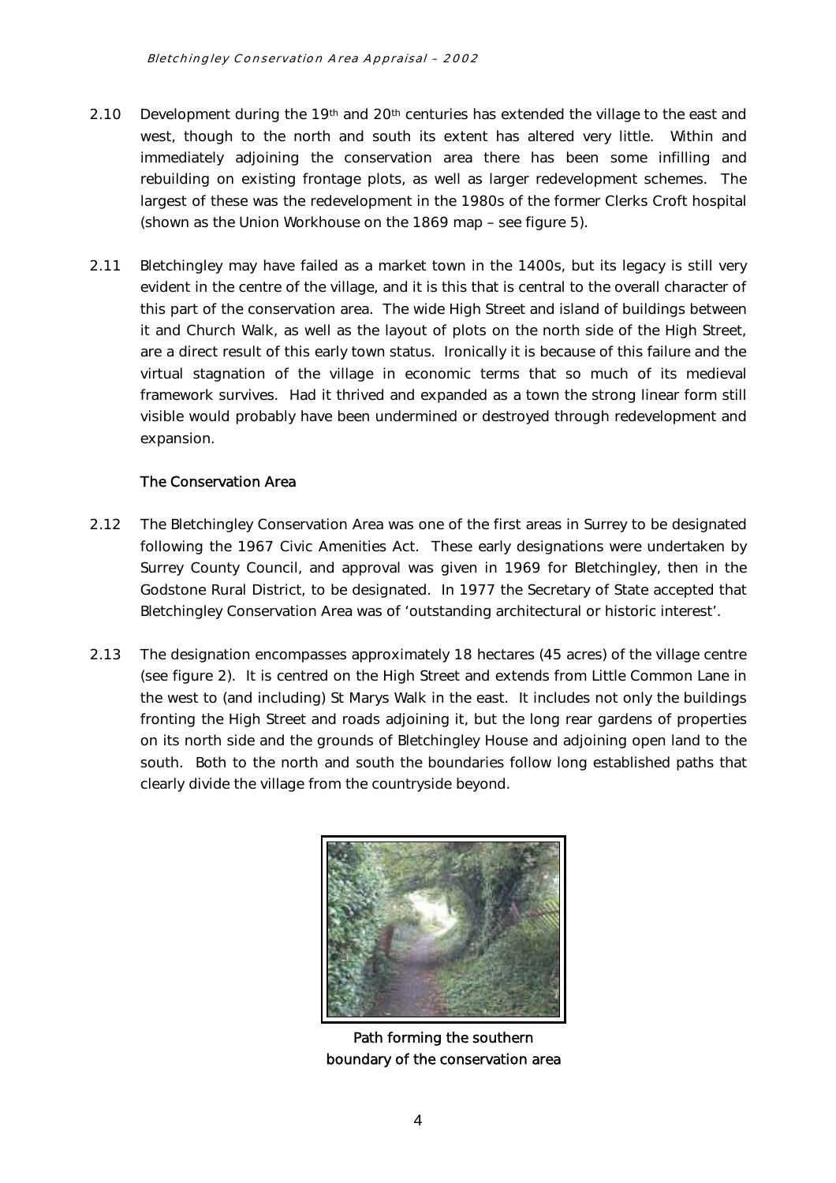2.10 Development during the 19th and 20th centuries has extended the village to the east and west, though to the north and south its extent has altered very little. Within and immediately adjoining the conservation area there has been some infilling and rebuilding on existing frontage plots, as well as larger redevelopment schemes. The largest of these was the redevelopment in the 1980s of the former Clerks Croft hospital (shown as the Union Workhouse on the 1869 map – see figure 5).

2.11 Bletchingley may have failed as a market town in the 1400s, but its legacy is still very evident in the centre of the village, and it is this that is central to the overall character of this part of the conservation area. The wide High Street and island of buildings between it and Church Walk, as well as the layout of plots on the north side of the High Street, are a direct result of this early town status. Ironically it is because of this failure and the virtual stagnation of the village in economic terms that so much of its medieval framework survives. Had it thrived and expanded as a town the strong linear form still visible would probably have been undermined or destroyed through redevelopment and expansion.

### The Conservation Area

2.12 The Bletchingley Conservation Area was one of the first areas in Surrey to be designated following the 1967 Civic Amenities Act. These early designations were undertaken by Surrey County Council, and approval was given in 1969 for Bletchingley, then in the Godstone Rural District, to be designated. In 1977 the Secretary of State accepted that Bletchingley Conservation Area was of 'outstanding architectural or historic interest'.

2.13 The designation encompasses approximately 18 hectares (45 acres) of the village centre (see figure 2). It is centred on the High Street and extends from Little Common Lane in the west to (and including) St Marys Walk in the east. It includes not only the buildings fronting the High Street and roads adjoining it, but the long rear gardens of properties on its north side and the grounds of Bletchingley House and adjoining open land to the south. Both to the north and south the boundaries follow long established paths that clearly divide the village from the countryside beyond.

Path forming the southern boundary of the conservation area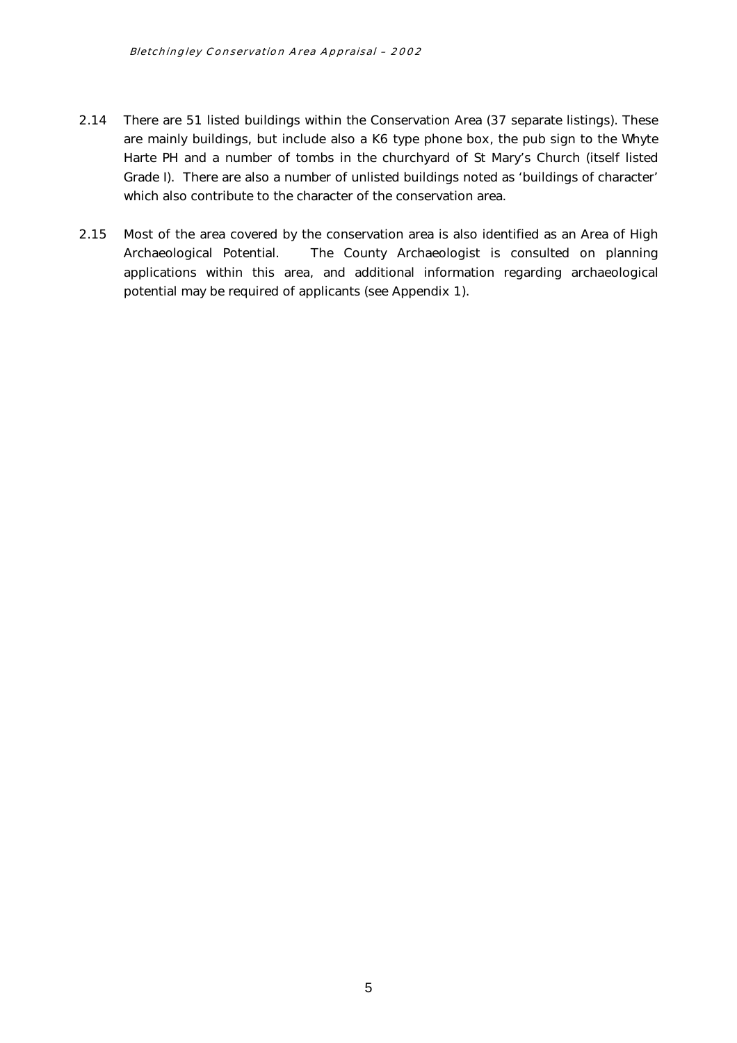2.14 There are 51 listed buildings within the Conservation Area (37 separate listings). These are mainly buildings, but include also a K6 type phone box, the pub sign to the Whyte Harte PH and a number of tombs in the churchyard of St Mary's Church (itself listed Grade I). There are also a number of unlisted buildings noted as 'buildings of character' which also contribute to the character of the conservation area.

2.15 Most of the area covered by the conservation area is also identified as an Area of High Archaeological Potential. The County Archaeologist is consulted on planning applications within this area, and additional information regarding archaeological potential may be required of applicants (see Appendix 1).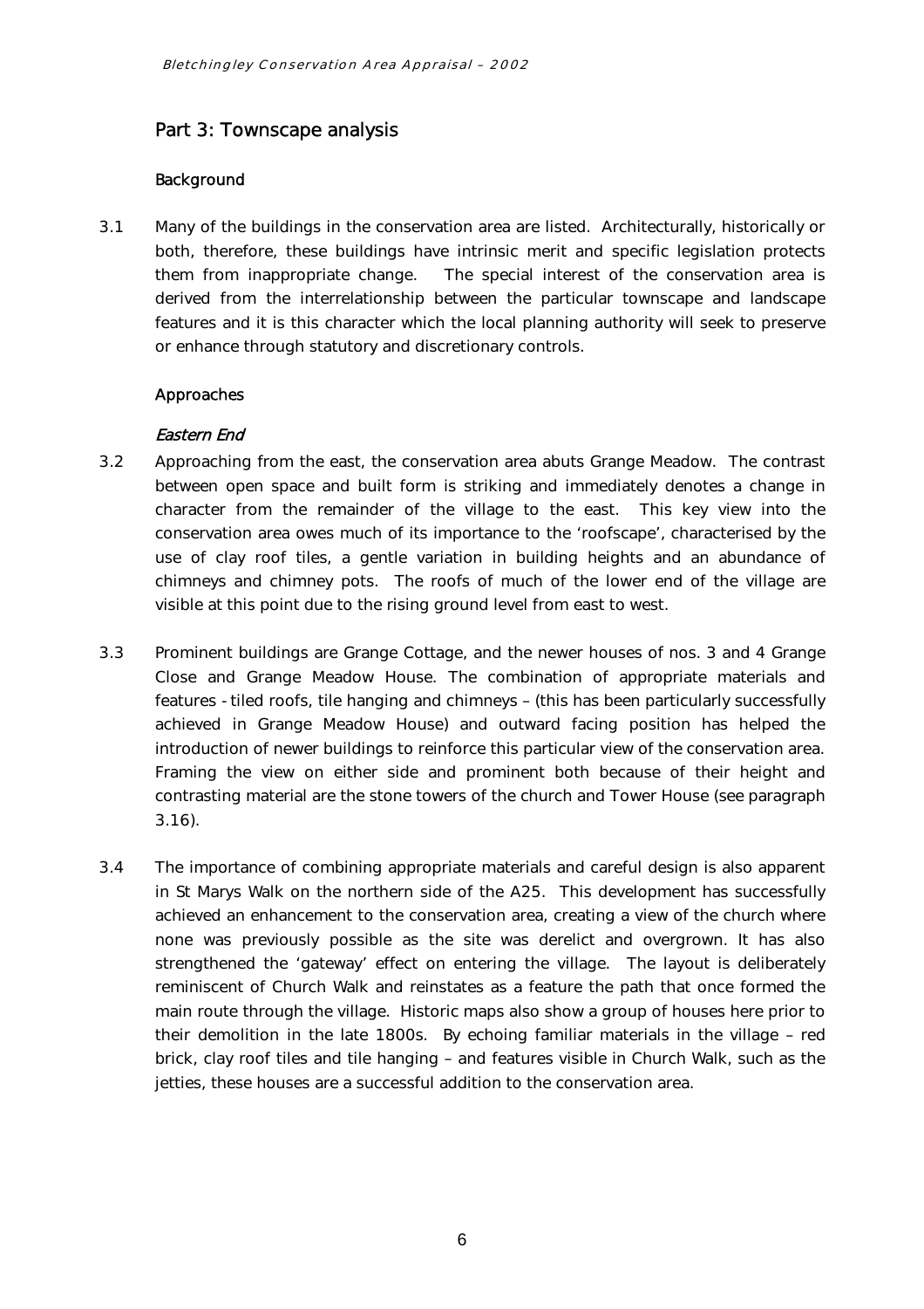## Part 3: Townscape analysis

### Background

3.1 Many of the buildings in the conservation area are listed. Architecturally, historically or both, therefore, these buildings have intrinsic merit and specific legislation protects them from inappropriate change. The special interest of the conservation area is derived from the interrelationship between the particular townscape and landscape features and it is this character which the local planning authority will seek to preserve or enhance through statutory and discretionary controls.

### Approaches

#### *Eastern End*

3.2 Approaching from the east, the conservation area abuts Grange Meadow. The contrast between open space and built form is striking and immediately denotes a change in character from the remainder of the village to the east. This key view into the conservation area owes much of its importance to the 'roofscape', characterised by the use of clay roof tiles, a gentle variation in building heights and an abundance of chimneys and chimney pots. The roofs of much of the lower end of the village are visible at this point due to the rising ground level from east to west.

3.3 Prominent buildings are Grange Cottage, and the newer houses of nos. 3 and 4 Grange Close and Grange Meadow House. The combination of appropriate materials and features - tiled roofs, tile hanging and chimneys – (this has been particularly successfully achieved in Grange Meadow House) and outward facing position has helped the introduction of newer buildings to reinforce this particular view of the conservation area. Framing the view on either side and prominent both because of their height and contrasting material are the stone towers of the church and Tower House (see paragraph 3.16).

3.4 The importance of combining appropriate materials and careful design is also apparent in St Marys Walk on the northern side of the A25. This development has successfully achieved an enhancement to the conservation area, creating a view of the church where none was previously possible as the site was derelict and overgrown. It has also strengthened the 'gateway' effect on entering the village. The layout is deliberately reminiscent of Church Walk and reinstates as a feature the path that once formed the main route through the village. Historic maps also show a group of houses here prior to their demolition in the late 1800s. By echoing familiar materials in the village – red brick, clay roof tiles and tile hanging – and features visible in Church Walk, such as the jetties, these houses are a successful addition to the conservation area.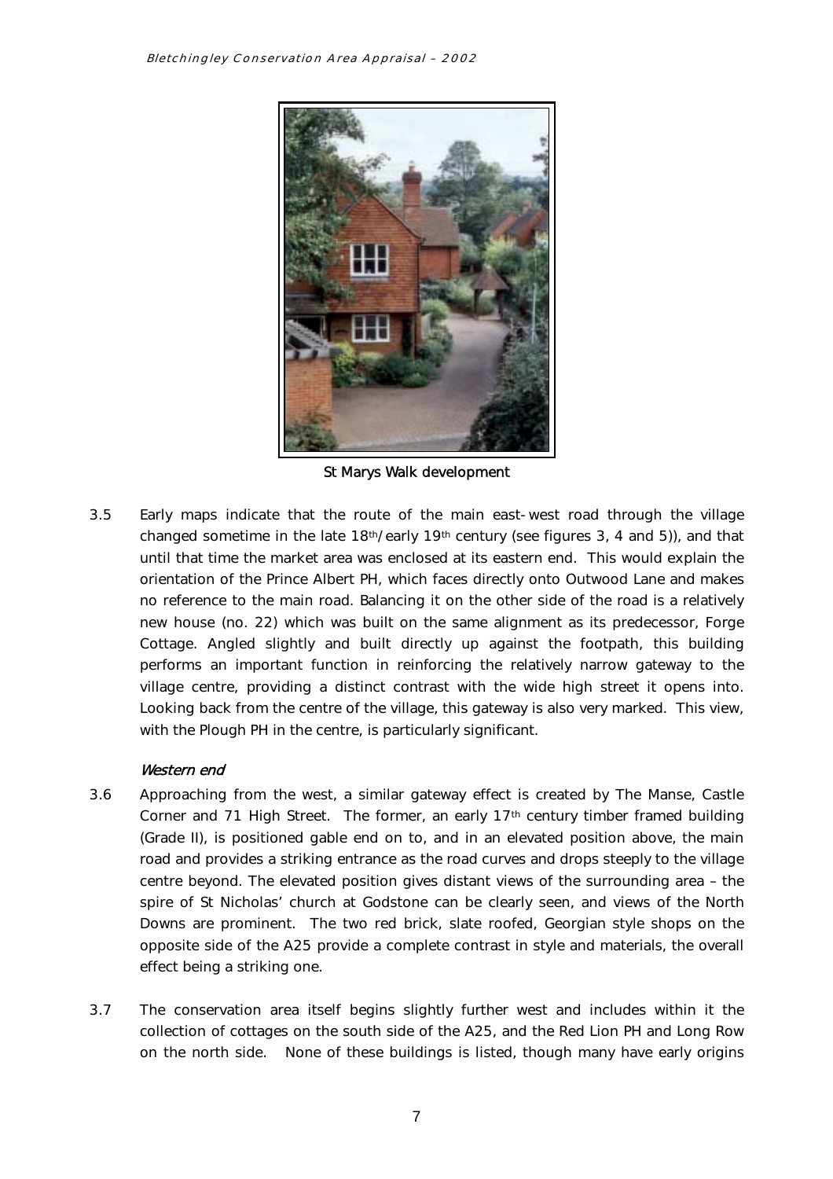St Marys Walk development

3.5 Early maps indicate that the route of the main east-west road through the village changed sometime in the late 18th/early 19th century (see figures 3, 4 and 5)), and that until that time the market area was enclosed at its eastern end. This would explain the orientation of the Prince Albert PH, which faces directly onto Outwood Lane and makes no reference to the main road. Balancing it on the other side of the road is a relatively new house (no. 22) which was built on the same alignment as its predecessor, Forge Cottage. Angled slightly and built directly up against the footpath, this building performs an important function in reinforcing the relatively narrow gateway to the village centre, providing a distinct contrast with the wide high street it opens into. Looking back from the centre of the village, this gateway is also very marked. This view, with the Plough PH in the centre, is particularly significant.

*Western end*

3.6 Approaching from the west, a similar gateway effect is created by The Manse, Castle Corner and 71 High Street. The former, an early 17th century timber framed building (Grade II), is positioned gable end on to, and in an elevated position above, the main road and provides a striking entrance as the road curves and drops steeply to the village centre beyond. The elevated position gives distant views of the surrounding area – the spire of St Nicholas' church at Godstone can be clearly seen, and views of the North Downs are prominent. The two red brick, slate roofed, Georgian style shops on the opposite side of the A25 provide a complete contrast in style and materials, the overall effect being a striking one.

3.7 The conservation area itself begins slightly further west and includes within it the collection of cottages on the south side of the A25, and the Red Lion PH and Long Row on the north side. None of these buildings is listed, though many have early origins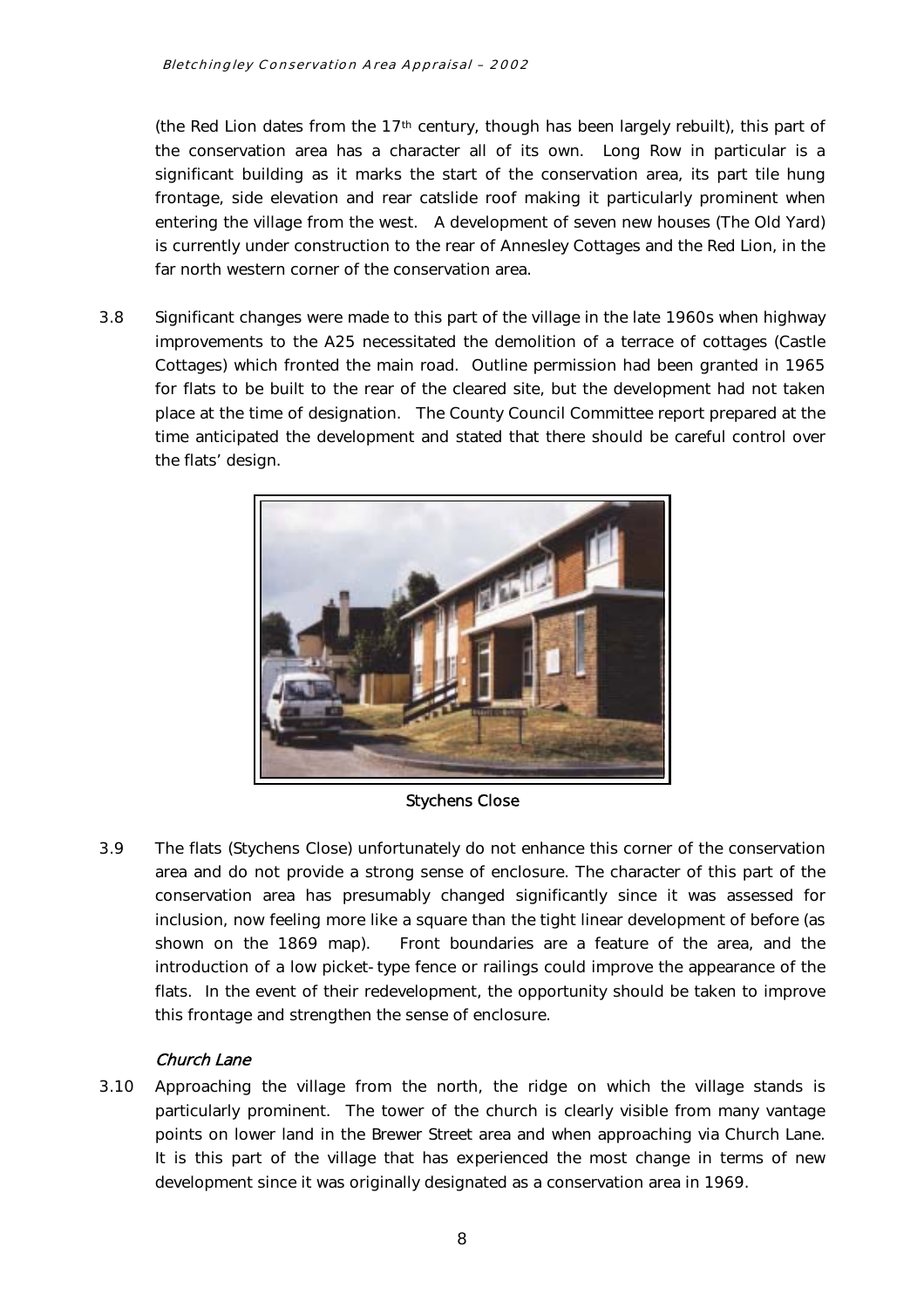(the Red Lion dates from the 17th century, though has been largely rebuilt), this part of the conservation area has a character all of its own. Long Row in particular is a significant building as it marks the start of the conservation area, its part tile hung frontage, side elevation and rear catslide roof making it particularly prominent when entering the village from the west. A development of seven new houses (The Old Yard) is currently under construction to the rear of Annesley Cottages and the Red Lion, in the far north western corner of the conservation area.

3.8 Significant changes were made to this part of the village in the late 1960s when highway improvements to the A25 necessitated the demolition of a terrace of cottages (Castle Cottages) which fronted the main road. Outline permission had been granted in 1965 for flats to be built to the rear of the cleared site, but the development had not taken place at the time of designation. The County Council Committee report prepared at the time anticipated the development and stated that there should be careful control over the flats' design.

Stychens Close

3.9 The flats (Stychens Close) unfortunately do not enhance this corner of the conservation area and do not provide a strong sense of enclosure. The character of this part of the conservation area has presumably changed significantly since it was assessed for inclusion, now feeling more like a square than the tight linear development of before (as shown on the 1869 map). Front boundaries are a feature of the area, and the introduction of a low picket-type fence or railings could improve the appearance of the flats. In the event of their redevelopment, the opportunity should be taken to improve this frontage and strengthen the sense of enclosure.

### *Church Lane*

3.10 Approaching the village from the north, the ridge on which the village stands is particularly prominent. The tower of the church is clearly visible from many vantage points on lower land in the Brewer Street area and when approaching via Church Lane. It is this part of the village that has experienced the most change in terms of new development since it was originally designated as a conservation area in 1969.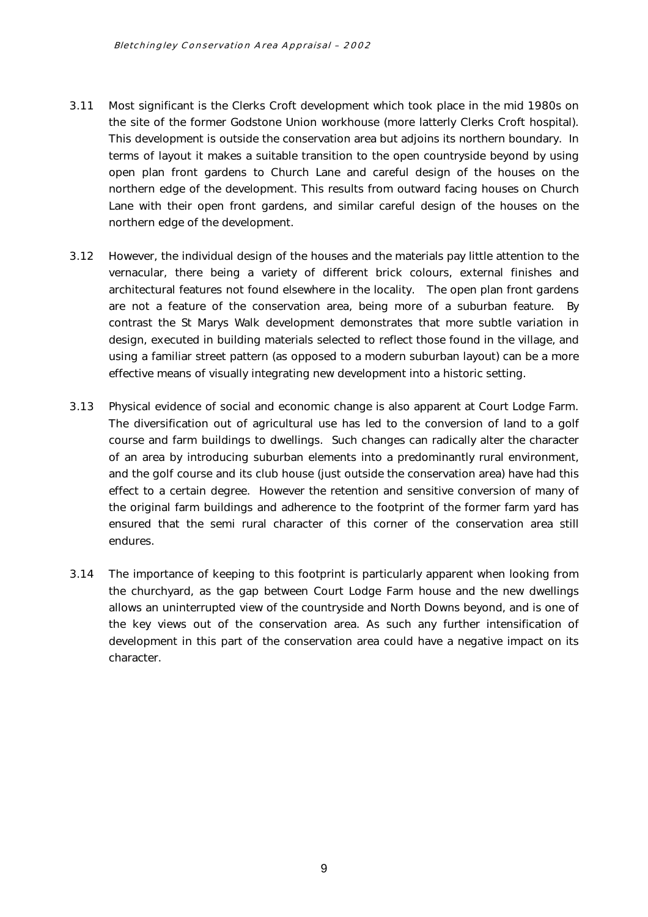3.11 Most significant is the Clerks Croft development which took place in the mid 1980s on the site of the former Godstone Union workhouse (more latterly Clerks Croft hospital). This development is outside the conservation area but adjoins its northern boundary. In terms of layout it makes a suitable transition to the open countryside beyond by using open plan front gardens to Church Lane and careful design of the houses on the northern edge of the development. This results from outward facing houses on Church Lane with their open front gardens, and similar careful design of the houses on the northern edge of the development.

3.12 However, the individual design of the houses and the materials pay little attention to the vernacular, there being a variety of different brick colours, external finishes and architectural features not found elsewhere in the locality. The open plan front gardens are not a feature of the conservation area, being more of a suburban feature. By contrast the St Marys Walk development demonstrates that more subtle variation in design, executed in building materials selected to reflect those found in the village, and using a familiar street pattern (as opposed to a modern suburban layout) can be a more effective means of visually integrating new development into a historic setting.

3.13 Physical evidence of social and economic change is also apparent at Court Lodge Farm. The diversification out of agricultural use has led to the conversion of land to a golf course and farm buildings to dwellings. Such changes can radically alter the character of an area by introducing suburban elements into a predominantly rural environment, and the golf course and its club house (just outside the conservation area) have had this effect to a certain degree. However the retention and sensitive conversion of many of the original farm buildings and adherence to the footprint of the former farm yard has ensured that the semi rural character of this corner of the conservation area still endures.

3.14 The importance of keeping to this footprint is particularly apparent when looking from the churchyard, as the gap between Court Lodge Farm house and the new dwellings allows an uninterrupted view of the countryside and North Downs beyond, and is one of the key views out of the conservation area. As such any further intensification of development in this part of the conservation area could have a negative impact on its character.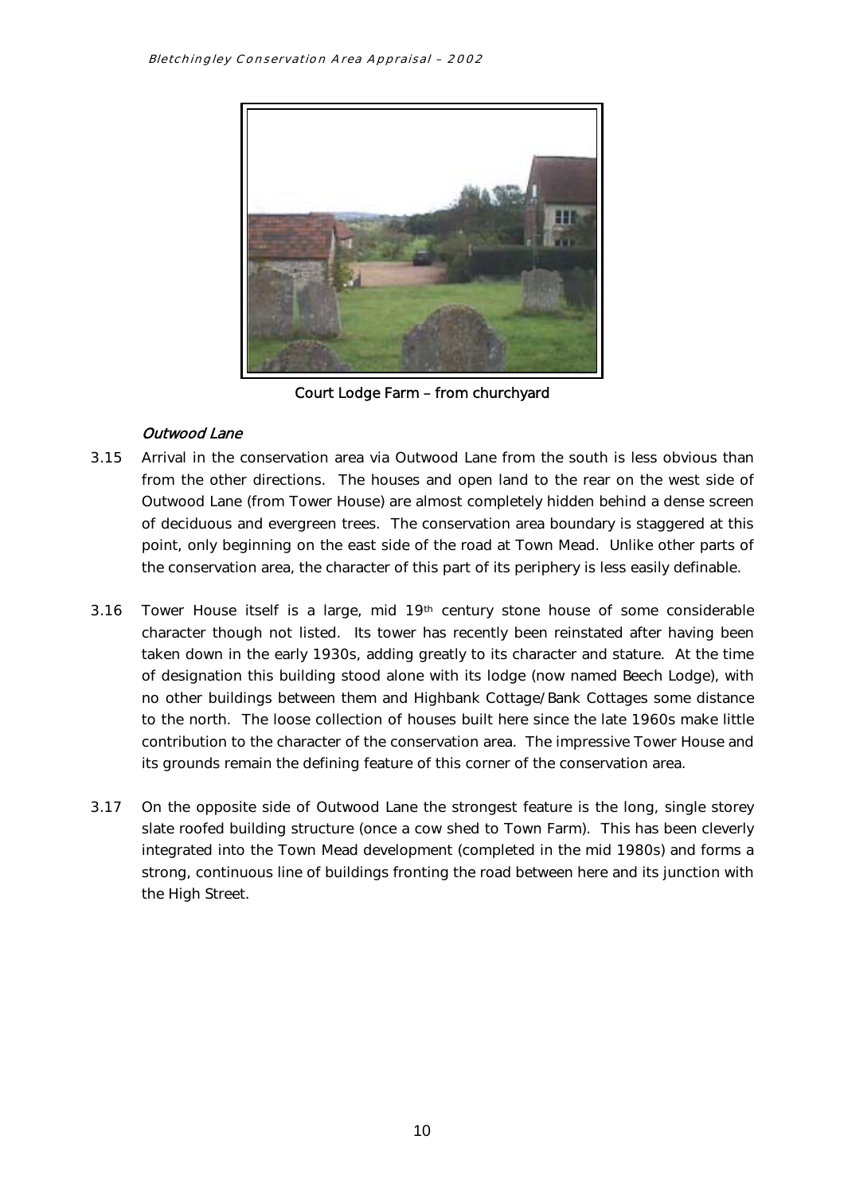Court Lodge Farm – from churchyard

### *Outwood Lane*

3.15 Arrival in the conservation area via Outwood Lane from the south is less obvious than from the other directions. The houses and open land to the rear on the west side of Outwood Lane (from Tower House) are almost completely hidden behind a dense screen of deciduous and evergreen trees. The conservation area boundary is staggered at this point, only beginning on the east side of the road at Town Mead. Unlike other parts of the conservation area, the character of this part of its periphery is less easily definable.

3.16 Tower House itself is a large, mid 19th century stone house of some considerable character though not listed. Its tower has recently been reinstated after having been taken down in the early 1930s, adding greatly to its character and stature. At the time of designation this building stood alone with its lodge (now named Beech Lodge), with no other buildings between them and Highbank Cottage/Bank Cottages some distance to the north. The loose collection of houses built here since the late 1960s make little contribution to the character of the conservation area. The impressive Tower House and its grounds remain the defining feature of this corner of the conservation area.

3.17 On the opposite side of Outwood Lane the strongest feature is the long, single storey slate roofed building structure (once a cow shed to Town Farm). This has been cleverly integrated into the Town Mead development (completed in the mid 1980s) and forms a strong, continuous line of buildings fronting the road between here and its junction with the High Street.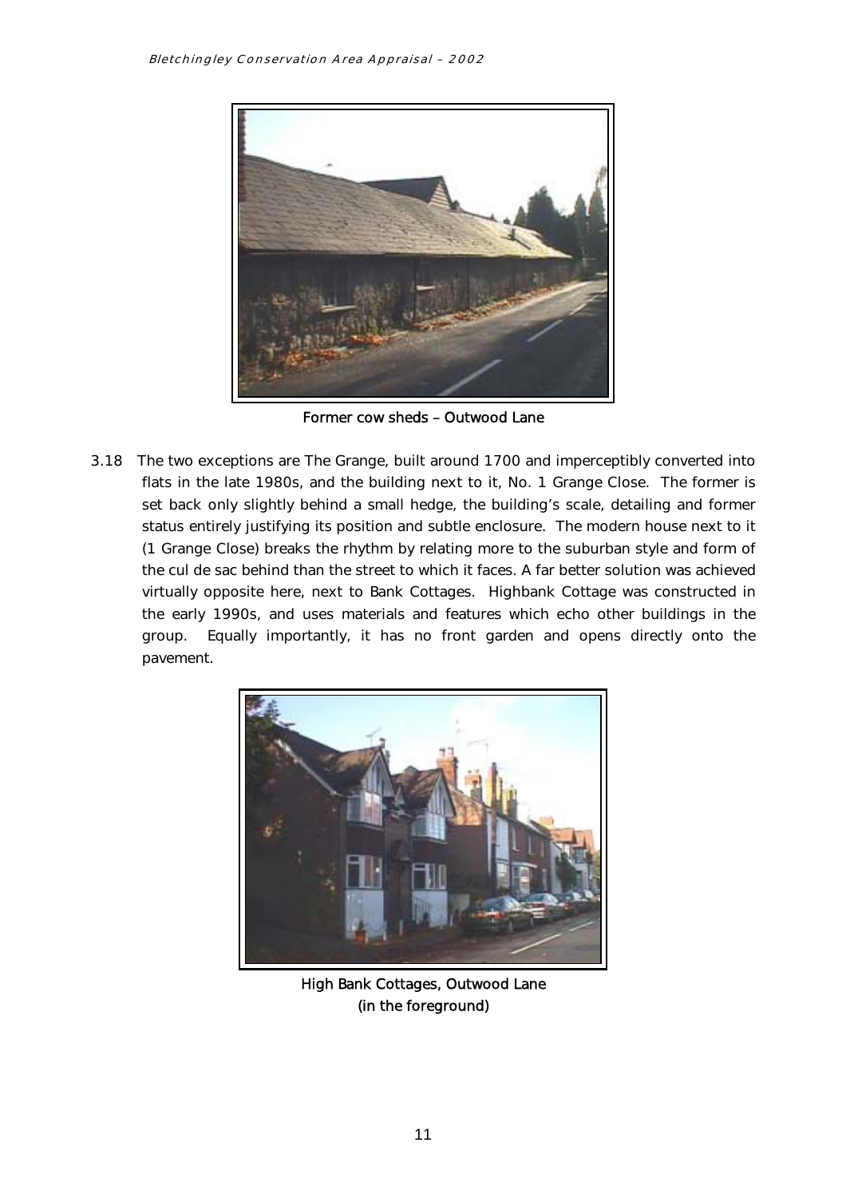Former cow sheds – Outwood Lane

3.18 The two exceptions are The Grange, built around 1700 and imperceptibly converted into flats in the late 1980s, and the building next to it, No. 1 Grange Close. The former is set back only slightly behind a small hedge, the building's scale, detailing and former status entirely justifying its position and subtle enclosure. The modern house next to it (1 Grange Close) breaks the rhythm by relating more to the suburban style and form of the cul de sac behind than the street to which it faces. A far better solution was achieved virtually opposite here, next to Bank Cottages. Highbank Cottage was constructed in the early 1990s, and uses materials and features which echo other buildings in the group. Equally importantly, it has no front garden and opens directly onto the pavement.

High Bank Cottages, Outwood Lane
(in the foreground)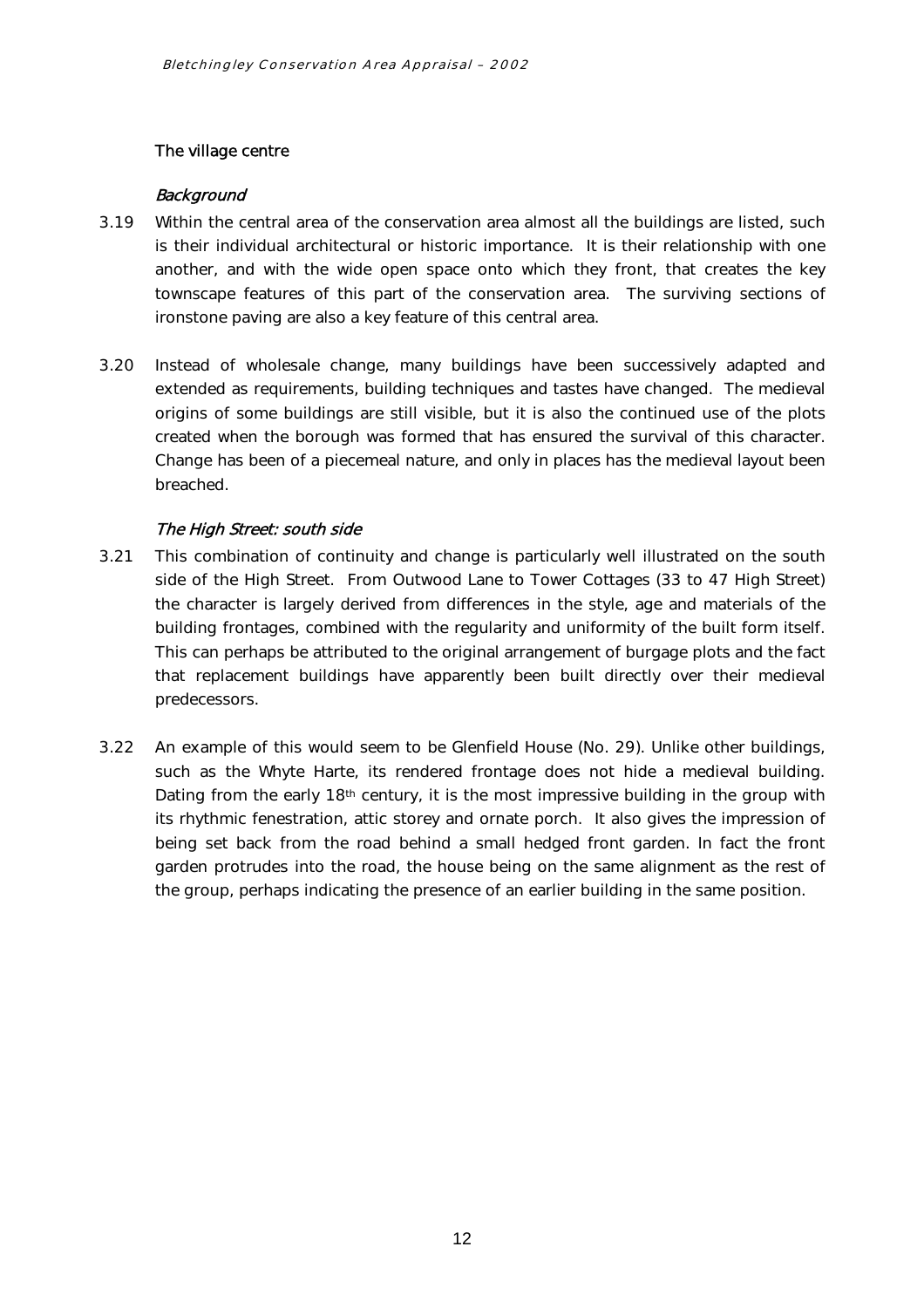## The village centre

### *Background*

3.19 Within the central area of the conservation area almost all the buildings are listed, such is their individual architectural or historic importance. It is their relationship with one another, and with the wide open space onto which they front, that creates the key townscape features of this part of the conservation area. The surviving sections of ironstone paving are also a key feature of this central area.

3.20 Instead of wholesale change, many buildings have been successively adapted and extended as requirements, building techniques and tastes have changed. The medieval origins of some buildings are still visible, but it is also the continued use of the plots created when the borough was formed that has ensured the survival of this character. Change has been of a piecemeal nature, and only in places has the medieval layout been breached.

### *The High Street: south side*

3.21 This combination of continuity and change is particularly well illustrated on the south side of the High Street. From Outwood Lane to Tower Cottages (33 to 47 High Street) the character is largely derived from differences in the style, age and materials of the building frontages, combined with the regularity and uniformity of the built form itself. This can perhaps be attributed to the original arrangement of burgage plots and the fact that replacement buildings have apparently been built directly over their medieval predecessors.

3.22 An example of this would seem to be Glenfield House (No. 29). Unlike other buildings, such as the Whyte Harte, its rendered frontage does not hide a medieval building. Dating from the early 18th century, it is the most impressive building in the group with its rhythmic fenestration, attic storey and ornate porch. It also gives the impression of being set back from the road behind a small hedged front garden. In fact the front garden protrudes into the road, the house being on the same alignment as the rest of the group, perhaps indicating the presence of an earlier building in the same position.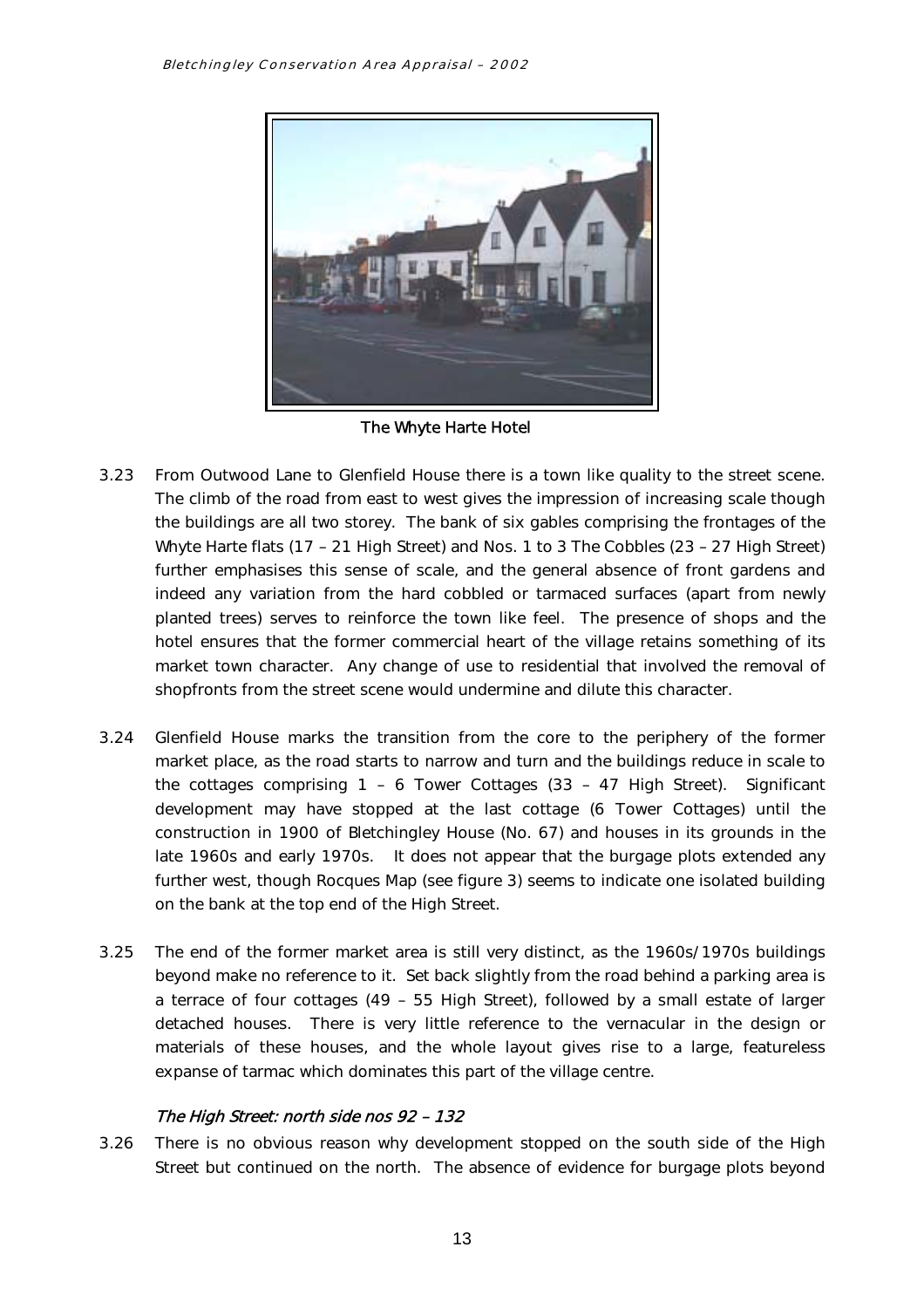The Whyte Harte Hotel

3.23 From Outwood Lane to Glenfield House there is a town like quality to the street scene. The climb of the road from east to west gives the impression of increasing scale though the buildings are all two storey. The bank of six gables comprising the frontages of the Whyte Harte flats (17 – 21 High Street) and Nos. 1 to 3 The Cobbles (23 – 27 High Street) further emphasises this sense of scale, and the general absence of front gardens and indeed any variation from the hard cobbled or tarmaced surfaces (apart from newly planted trees) serves to reinforce the town like feel. The presence of shops and the hotel ensures that the former commercial heart of the village retains something of its market town character. Any change of use to residential that involved the removal of shopfronts from the street scene would undermine and dilute this character.

3.24 Glenfield House marks the transition from the core to the periphery of the former market place, as the road starts to narrow and turn and the buildings reduce in scale to the cottages comprising 1 – 6 Tower Cottages (33 – 47 High Street). Significant development may have stopped at the last cottage (6 Tower Cottages) until the construction in 1900 of Bletchingley House (No. 67) and houses in its grounds in the late 1960s and early 1970s. It does not appear that the burgage plots extended any further west, though Rocques Map (see figure 3) seems to indicate one isolated building on the bank at the top end of the High Street.

3.25 The end of the former market area is still very distinct, as the 1960s/1970s buildings beyond make no reference to it. Set back slightly from the road behind a parking area is a terrace of four cottages (49 – 55 High Street), followed by a small estate of larger detached houses. There is very little reference to the vernacular in the design or materials of these houses, and the whole layout gives rise to a large, featureless expanse of tarmac which dominates this part of the village centre.

### *The High Street: north side nos 92 – 132*

3.26 There is no obvious reason why development stopped on the south side of the High Street but continued on the north. The absence of evidence for burgage plots beyond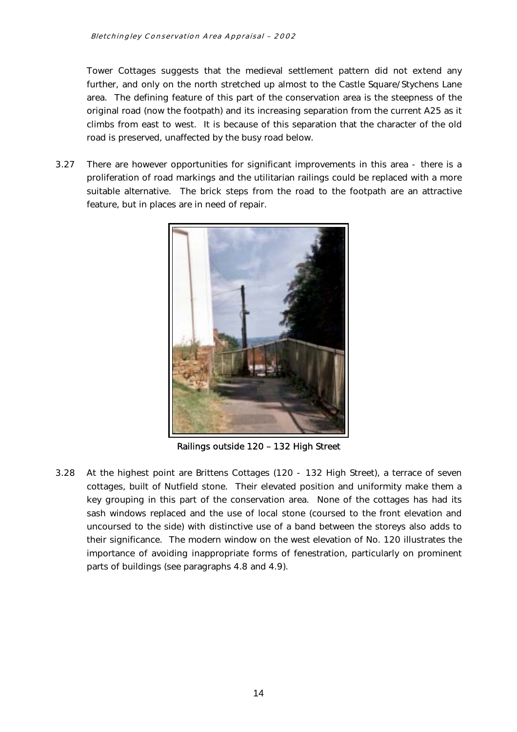Tower Cottages suggests that the medieval settlement pattern did not extend any further, and only on the north stretched up almost to the Castle Square/Stychens Lane area. The defining feature of this part of the conservation area is the steepness of the original road (now the footpath) and its increasing separation from the current A25 as it climbs from east to west. It is because of this separation that the character of the old road is preserved, unaffected by the busy road below.

3.27 There are however opportunities for significant improvements in this area - there is a proliferation of road markings and the utilitarian railings could be replaced with a more suitable alternative. The brick steps from the road to the footpath are an attractive feature, but in places are in need of repair.

Railings outside 120 – 132 High Street

3.28 At the highest point are Brittens Cottages (120 - 132 High Street), a terrace of seven cottages, built of Nutfield stone. Their elevated position and uniformity make them a key grouping in this part of the conservation area. None of the cottages has had its sash windows replaced and the use of local stone (coursed to the front elevation and uncoursed to the side) with distinctive use of a band between the storeys also adds to their significance. The modern window on the west elevation of No. 120 illustrates the importance of avoiding inappropriate forms of fenestration, particularly on prominent parts of buildings (see paragraphs 4.8 and 4.9).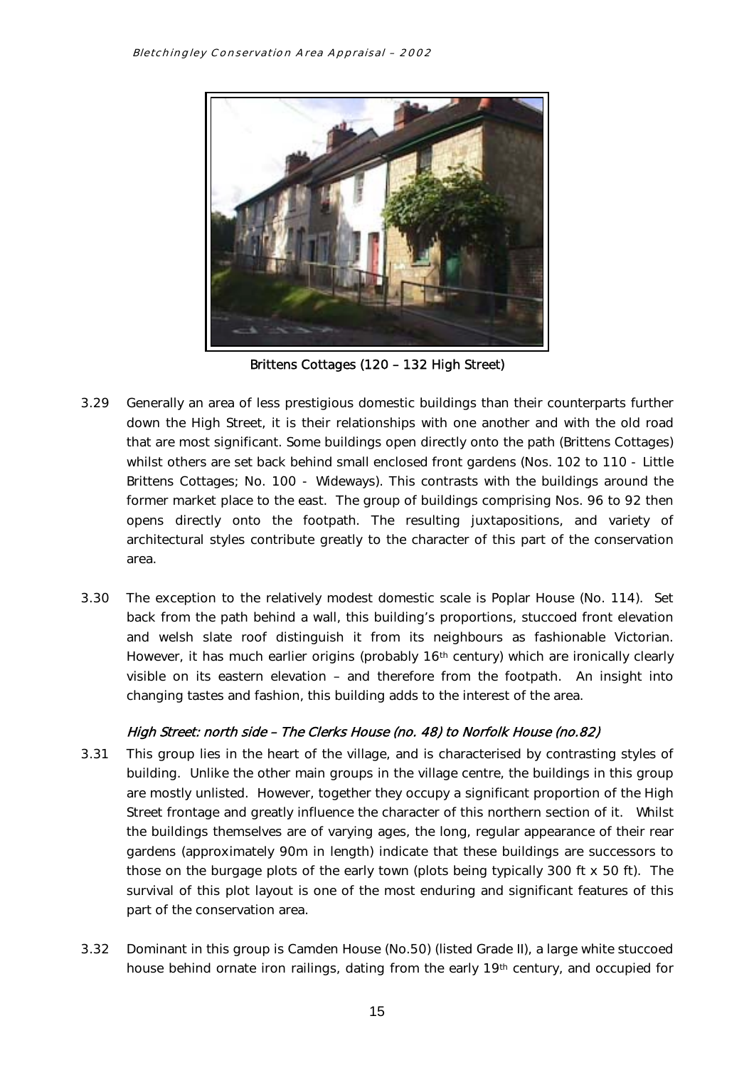Brittens Cottages (120 – 132 High Street)

3.29 Generally an area of less prestigious domestic buildings than their counterparts further down the High Street, it is their relationships with one another and with the old road that are most significant. Some buildings open directly onto the path (Brittens Cottages) whilst others are set back behind small enclosed front gardens (Nos. 102 to 110 - Little Brittens Cottages; No. 100 - Wideways). This contrasts with the buildings around the former market place to the east. The group of buildings comprising Nos. 96 to 92 then opens directly onto the footpath. The resulting juxtapositions, and variety of architectural styles contribute greatly to the character of this part of the conservation area.

3.30 The exception to the relatively modest domestic scale is Poplar House (No. 114). Set back from the path behind a wall, this building's proportions, stuccoed front elevation and welsh slate roof distinguish it from its neighbours as fashionable Victorian. However, it has much earlier origins (probably 16th century) which are ironically clearly visible on its eastern elevation – and therefore from the footpath. An insight into changing tastes and fashion, this building adds to the interest of the area.

*High Street: north side – The Clerks House (no. 48) to Norfolk House (no.82)*

3.31 This group lies in the heart of the village, and is characterised by contrasting styles of building. Unlike the other main groups in the village centre, the buildings in this group are mostly unlisted. However, together they occupy a significant proportion of the High Street frontage and greatly influence the character of this northern section of it. Whilst the buildings themselves are of varying ages, the long, regular appearance of their rear gardens (approximately 90m in length) indicate that these buildings are successors to those on the burgage plots of the early town (plots being typically 300 ft x 50 ft). The survival of this plot layout is one of the most enduring and significant features of this part of the conservation area.

3.32 Dominant in this group is Camden House (No.50) (listed Grade II), a large white stuccoed house behind ornate iron railings, dating from the early 19th century, and occupied for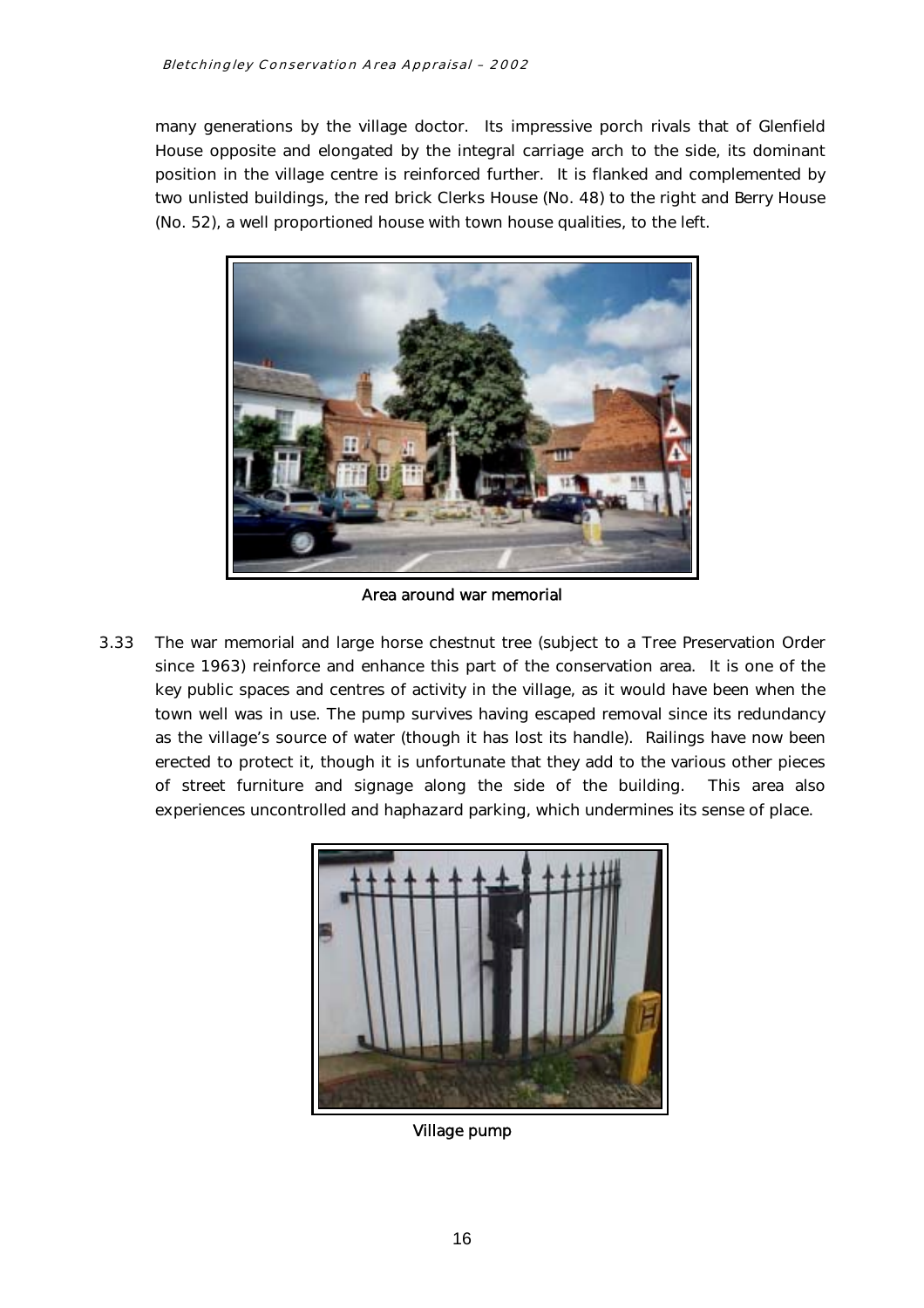many generations by the village doctor. Its impressive porch rivals that of Glenfield House opposite and elongated by the integral carriage arch to the side, its dominant position in the village centre is reinforced further. It is flanked and complemented by two unlisted buildings, the red brick Clerks House (No. 48) to the right and Berry House (No. 52), a well proportioned house with town house qualities, to the left.

Area around war memorial

3.33 The war memorial and large horse chestnut tree (subject to a Tree Preservation Order since 1963) reinforce and enhance this part of the conservation area. It is one of the key public spaces and centres of activity in the village, as it would have been when the town well was in use. The pump survives having escaped removal since its redundancy as the village's source of water (though it has lost its handle). Railings have now been erected to protect it, though it is unfortunate that they add to the various other pieces of street furniture and signage along the side of the building. This area also experiences uncontrolled and haphazard parking, which undermines its sense of place.

Village pump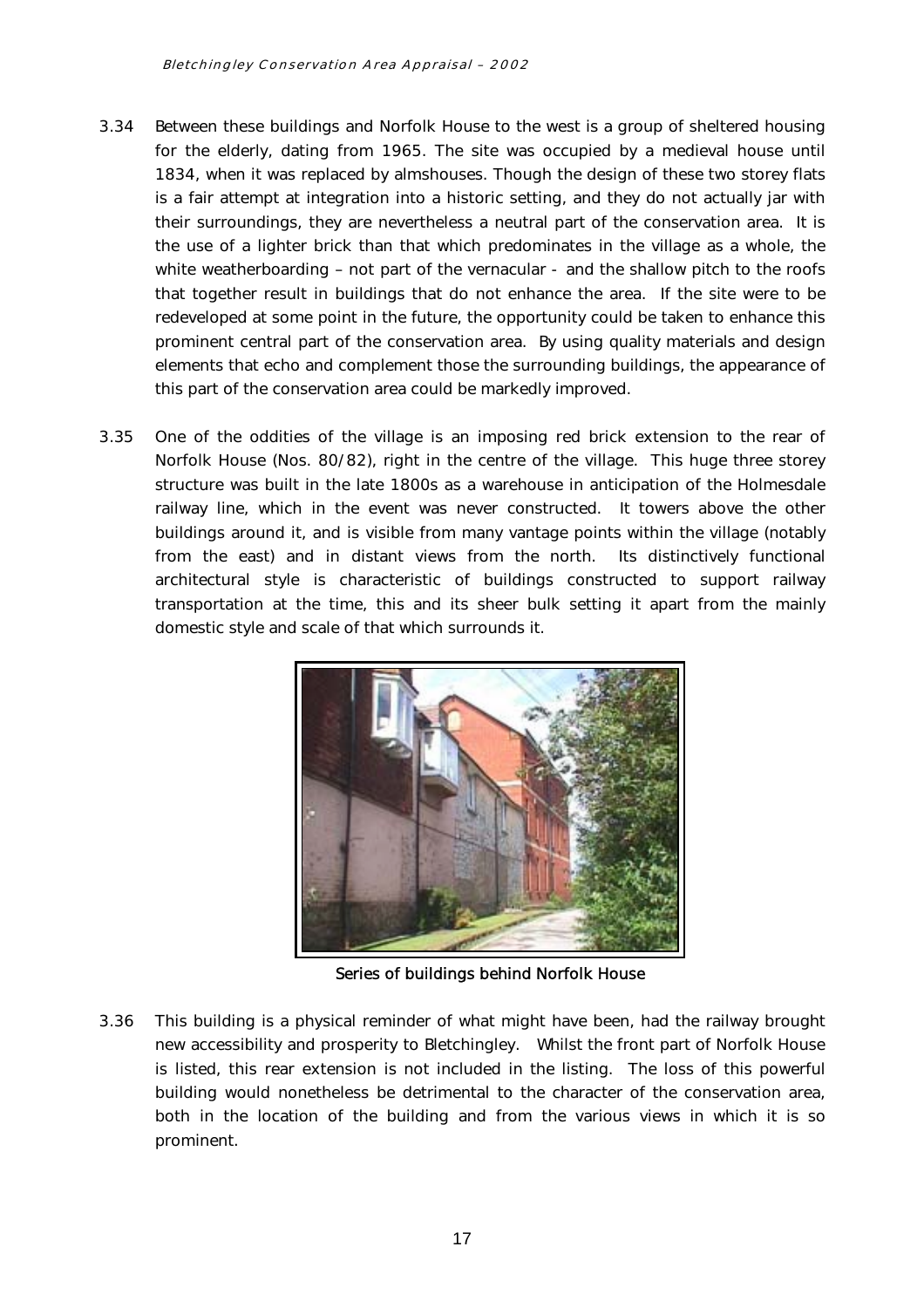3.34 Between these buildings and Norfolk House to the west is a group of sheltered housing for the elderly, dating from 1965. The site was occupied by a medieval house until 1834, when it was replaced by almshouses. Though the design of these two storey flats is a fair attempt at integration into a historic setting, and they do not actually jar with their surroundings, they are nevertheless a neutral part of the conservation area. It is the use of a lighter brick than that which predominates in the village as a whole, the white weatherboarding – not part of the vernacular - and the shallow pitch to the roofs that together result in buildings that do not enhance the area. If the site were to be redeveloped at some point in the future, the opportunity could be taken to enhance this prominent central part of the conservation area. By using quality materials and design elements that echo and complement those the surrounding buildings, the appearance of this part of the conservation area could be markedly improved.

3.35 One of the oddities of the village is an imposing red brick extension to the rear of Norfolk House (Nos. 80/82), right in the centre of the village. This huge three storey structure was built in the late 1800s as a warehouse in anticipation of the Holmesdale railway line, which in the event was never constructed. It towers above the other buildings around it, and is visible from many vantage points within the village (notably from the east) and in distant views from the north. Its distinctively functional architectural style is characteristic of buildings constructed to support railway transportation at the time, this and its sheer bulk setting it apart from the mainly domestic style and scale of that which surrounds it.

Series of buildings behind Norfolk House

3.36 This building is a physical reminder of what might have been, had the railway brought new accessibility and prosperity to Bletchingley. Whilst the front part of Norfolk House is listed, this rear extension is not included in the listing. The loss of this powerful building would nonetheless be detrimental to the character of the conservation area, both in the location of the building and from the various views in which it is so prominent.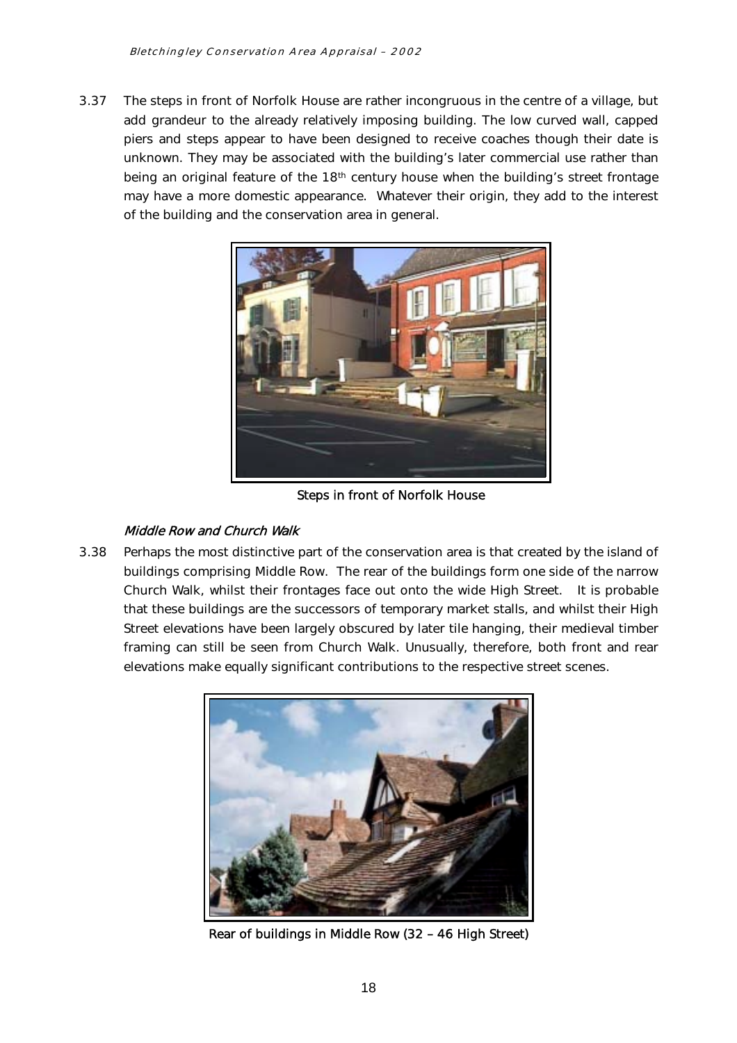3.37 The steps in front of Norfolk House are rather incongruous in the centre of a village, but add grandeur to the already relatively imposing building. The low curved wall, capped piers and steps appear to have been designed to receive coaches though their date is unknown. They may be associated with the building's later commercial use rather than being an original feature of the 18th century house when the building's street frontage may have a more domestic appearance. Whatever their origin, they add to the interest of the building and the conservation area in general.

Steps in front of Norfolk House

### *Middle Row and Church Walk*

3.38 Perhaps the most distinctive part of the conservation area is that created by the island of buildings comprising Middle Row. The rear of the buildings form one side of the narrow Church Walk, whilst their frontages face out onto the wide High Street. It is probable that these buildings are the successors of temporary market stalls, and whilst their High Street elevations have been largely obscured by later tile hanging, their medieval timber framing can still be seen from Church Walk. Unusually, therefore, both front and rear elevations make equally significant contributions to the respective street scenes.

Rear of buildings in Middle Row (32 – 46 High Street)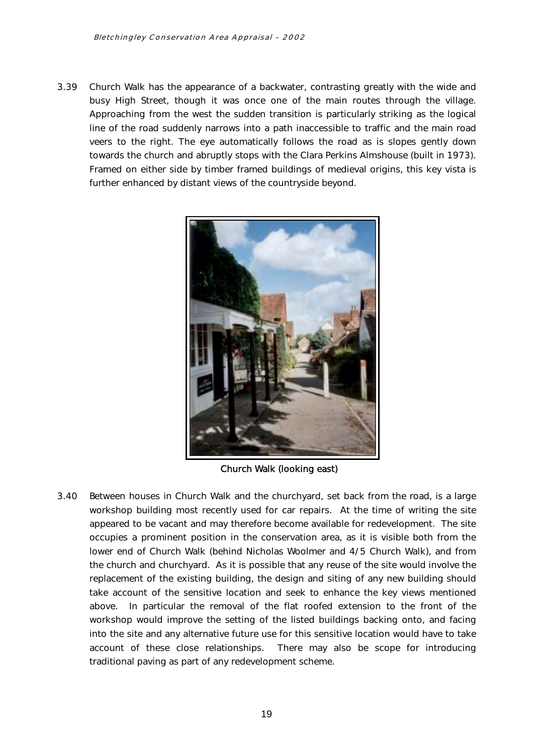3.39 Church Walk has the appearance of a backwater, contrasting greatly with the wide and busy High Street, though it was once one of the main routes through the village. Approaching from the west the sudden transition is particularly striking as the logical line of the road suddenly narrows into a path inaccessible to traffic and the main road veers to the right. The eye automatically follows the road as is slopes gently down towards the church and abruptly stops with the Clara Perkins Almshouse (built in 1973). Framed on either side by timber framed buildings of medieval origins, this key vista is further enhanced by distant views of the countryside beyond.

Church Walk (looking east)

3.40 Between houses in Church Walk and the churchyard, set back from the road, is a large workshop building most recently used for car repairs. At the time of writing the site appeared to be vacant and may therefore become available for redevelopment. The site occupies a prominent position in the conservation area, as it is visible both from the lower end of Church Walk (behind Nicholas Woolmer and 4/5 Church Walk), and from the church and churchyard. As it is possible that any reuse of the site would involve the replacement of the existing building, the design and siting of any new building should take account of the sensitive location and seek to enhance the key views mentioned above. In particular the removal of the flat roofed extension to the front of the workshop would improve the setting of the listed buildings backing onto, and facing into the site and any alternative future use for this sensitive location would have to take account of these close relationships. There may also be scope for introducing traditional paving as part of any redevelopment scheme.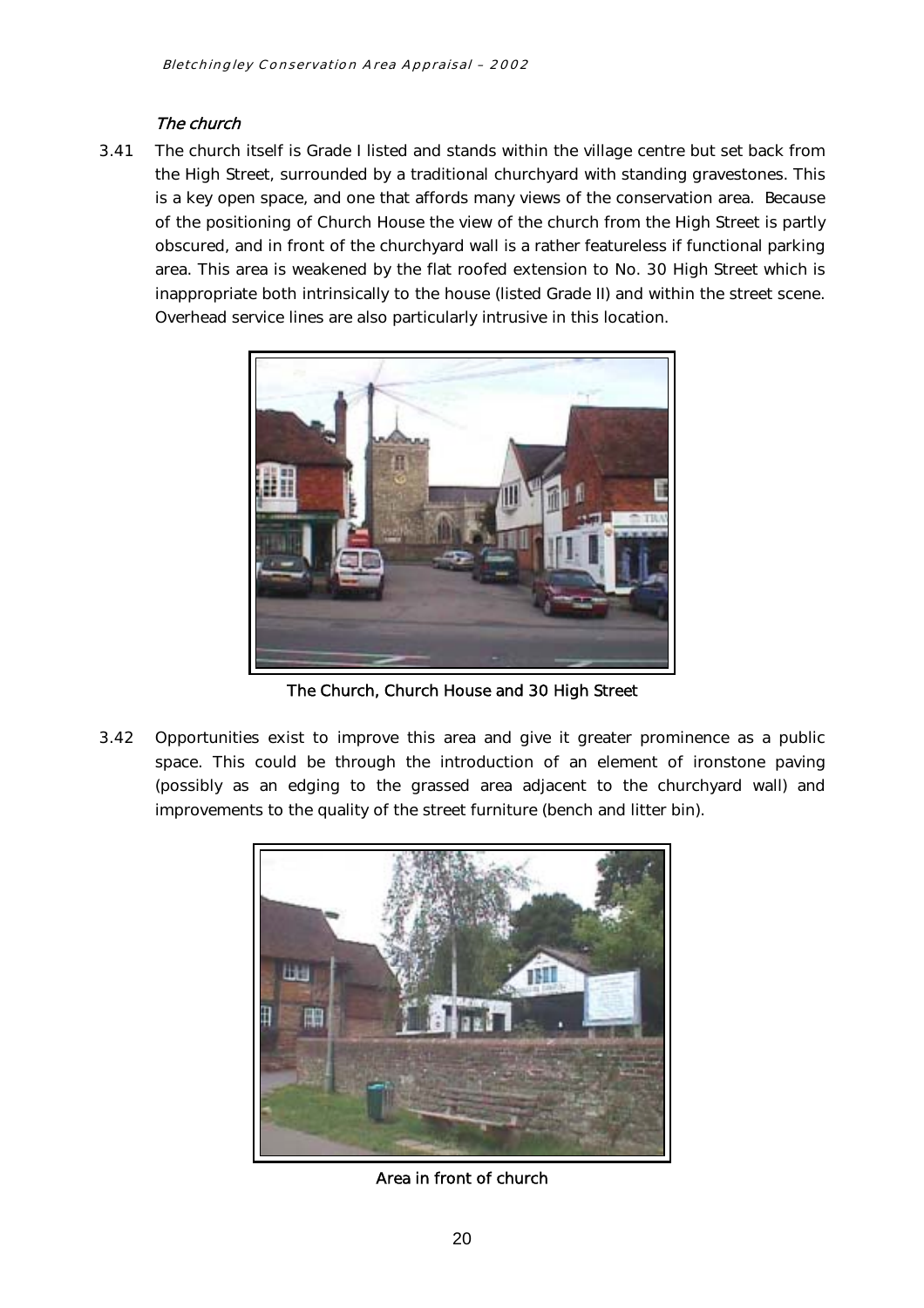### *The church*

3.41 The church itself is Grade I listed and stands within the village centre but set back from the High Street, surrounded by a traditional churchyard with standing gravestones. This is a key open space, and one that affords many views of the conservation area. Because of the positioning of Church House the view of the church from the High Street is partly obscured, and in front of the churchyard wall is a rather featureless if functional parking area. This area is weakened by the flat roofed extension to No. 30 High Street which is inappropriate both intrinsically to the house (listed Grade II) and within the street scene. Overhead service lines are also particularly intrusive in this location.

The Church, Church House and 30 High Street

3.42 Opportunities exist to improve this area and give it greater prominence as a public space. This could be through the introduction of an element of ironstone paving (possibly as an edging to the grassed area adjacent to the churchyard wall) and improvements to the quality of the street furniture (bench and litter bin).

Area in front of church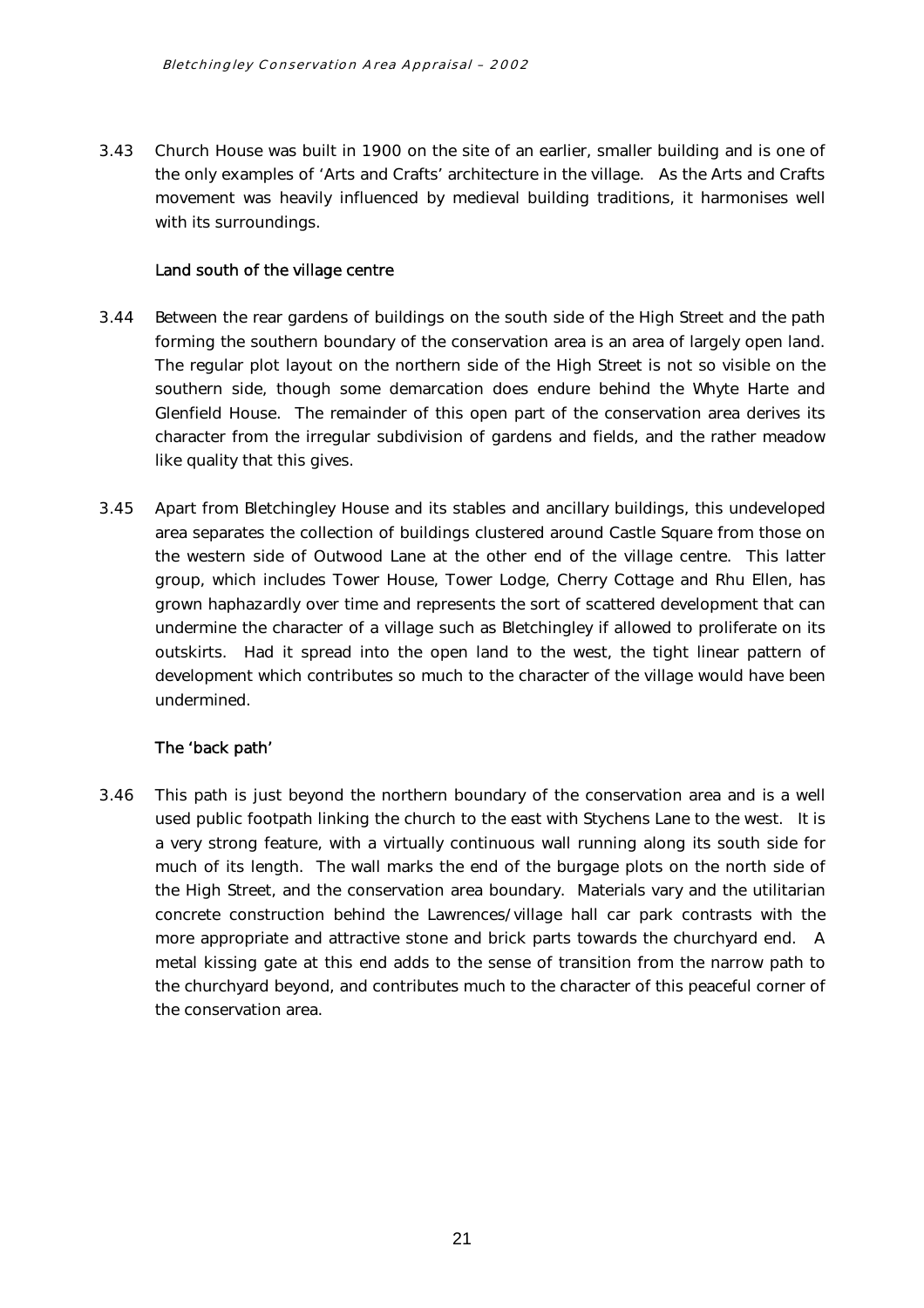3.43 Church House was built in 1900 on the site of an earlier, smaller building and is one of the only examples of 'Arts and Crafts' architecture in the village. As the Arts and Crafts movement was heavily influenced by medieval building traditions, it harmonises well with its surroundings.

### Land south of the village centre

3.44 Between the rear gardens of buildings on the south side of the High Street and the path forming the southern boundary of the conservation area is an area of largely open land. The regular plot layout on the northern side of the High Street is not so visible on the southern side, though some demarcation does endure behind the Whyte Harte and Glenfield House. The remainder of this open part of the conservation area derives its character from the irregular subdivision of gardens and fields, and the rather meadow like quality that this gives.

3.45 Apart from Bletchingley House and its stables and ancillary buildings, this undeveloped area separates the collection of buildings clustered around Castle Square from those on the western side of Outwood Lane at the other end of the village centre. This latter group, which includes Tower House, Tower Lodge, Cherry Cottage and Rhu Ellen, has grown haphazardly over time and represents the sort of scattered development that can undermine the character of a village such as Bletchingley if allowed to proliferate on its outskirts. Had it spread into the open land to the west, the tight linear pattern of development which contributes so much to the character of the village would have been undermined.

### The 'back path'

3.46 This path is just beyond the northern boundary of the conservation area and is a well used public footpath linking the church to the east with Stychens Lane to the west. It is a very strong feature, with a virtually continuous wall running along its south side for much of its length. The wall marks the end of the burgage plots on the north side of the High Street, and the conservation area boundary. Materials vary and the utilitarian concrete construction behind the Lawrences/village hall car park contrasts with the more appropriate and attractive stone and brick parts towards the churchyard end. A metal kissing gate at this end adds to the sense of transition from the narrow path to the churchyard beyond, and contributes much to the character of this peaceful corner of the conservation area.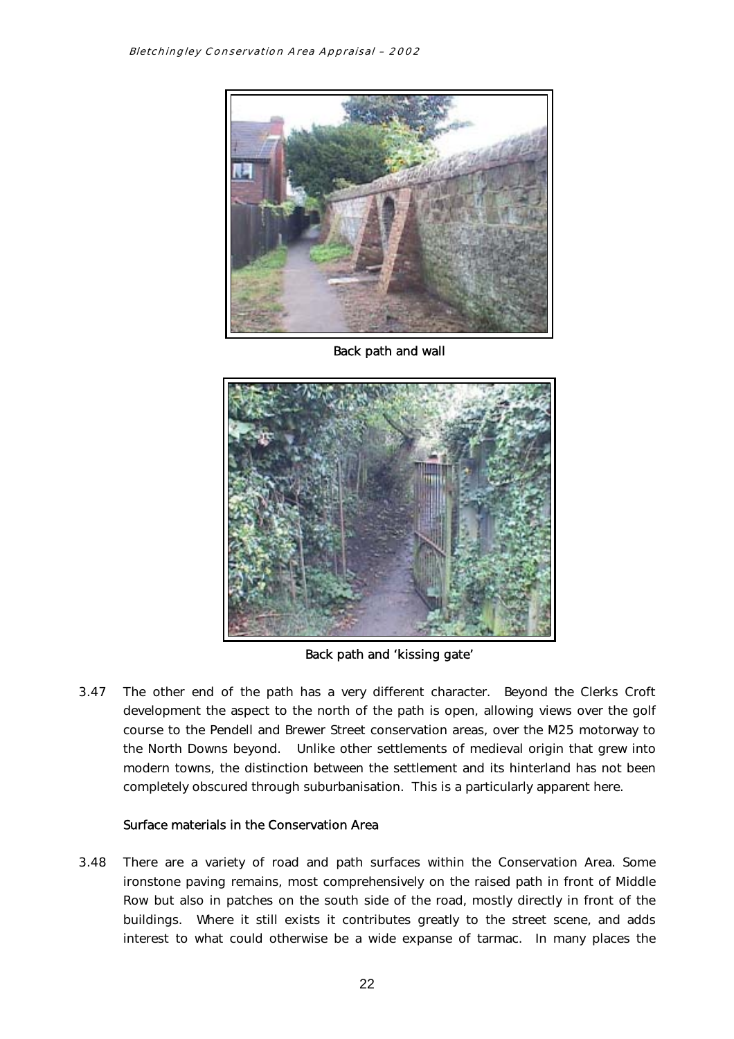Back path and wall

Back path and 'kissing gate'

3.47 The other end of the path has a very different character. Beyond the Clerks Croft development the aspect to the north of the path is open, allowing views over the golf course to the Pendell and Brewer Street conservation areas, over the M25 motorway to the North Downs beyond. Unlike other settlements of medieval origin that grew into modern towns, the distinction between the settlement and its hinterland has not been completely obscured through suburbanisation. This is a particularly apparent here.

### Surface materials in the Conservation Area

3.48 There are a variety of road and path surfaces within the Conservation Area. Some ironstone paving remains, most comprehensively on the raised path in front of Middle Row but also in patches on the south side of the road, mostly directly in front of the buildings. Where it still exists it contributes greatly to the street scene, and adds interest to what could otherwise be a wide expanse of tarmac. In many places the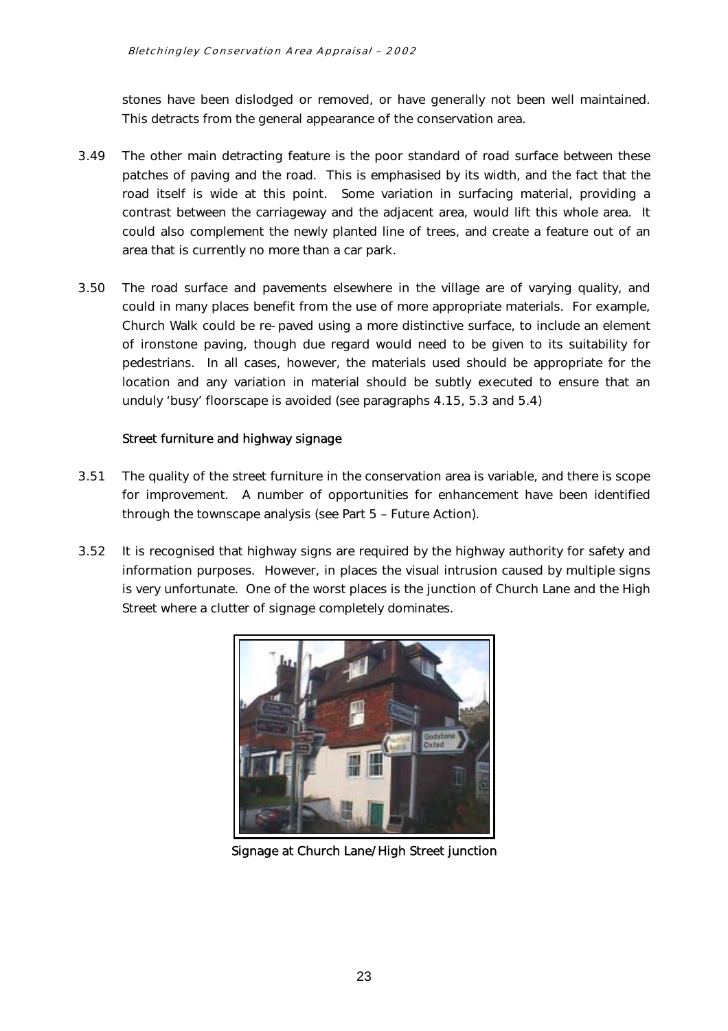stones have been dislodged or removed, or have generally not been well maintained. This detracts from the general appearance of the conservation area.

3.49 The other main detracting feature is the poor standard of road surface between these patches of paving and the road. This is emphasised by its width, and the fact that the road itself is wide at this point. Some variation in surfacing material, providing a contrast between the carriageway and the adjacent area, would lift this whole area. It could also complement the newly planted line of trees, and create a feature out of an area that is currently no more than a car park.

3.50 The road surface and pavements elsewhere in the village are of varying quality, and could in many places benefit from the use of more appropriate materials. For example, Church Walk could be re-paved using a more distinctive surface, to include an element of ironstone paving, though due regard would need to be given to its suitability for pedestrians. In all cases, however, the materials used should be appropriate for the location and any variation in material should be subtly executed to ensure that an unduly 'busy' floorscape is avoided (see paragraphs 4.15, 5.3 and 5.4)

### Street furniture and highway signage

3.51 The quality of the street furniture in the conservation area is variable, and there is scope for improvement. A number of opportunities for enhancement have been identified through the townscape analysis (see Part 5 – Future Action).

3.52 It is recognised that highway signs are required by the highway authority for safety and information purposes. However, in places the visual intrusion caused by multiple signs is very unfortunate. One of the worst places is the junction of Church Lane and the High Street where a clutter of signage completely dominates.

Signage at Church Lane/High Street junction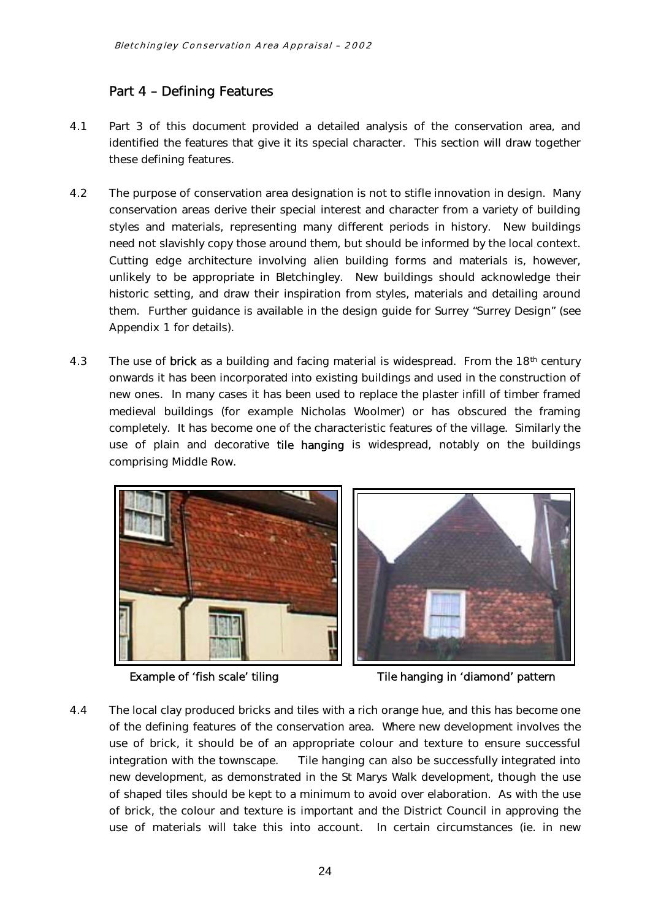## Part 4 – Defining Features

4.1 Part 3 of this document provided a detailed analysis of the conservation area, and identified the features that give it its special character. This section will draw together these defining features.

4.2 The purpose of conservation area designation is not to stifle innovation in design. Many conservation areas derive their special interest and character from a variety of building styles and materials, representing many different periods in history. New buildings need not slavishly copy those around them, but should be informed by the local context. Cutting edge architecture involving alien building forms and materials is, however, unlikely to be appropriate in Bletchingley. New buildings should acknowledge their historic setting, and draw their inspiration from styles, materials and detailing around them. Further guidance is available in the design guide for Surrey "Surrey Design" (see Appendix 1 for details).

4.3 The use of **brick** as a building and facing material is widespread. From the 18th century onwards it has been incorporated into existing buildings and used in the construction of new ones. In many cases it has been used to replace the plaster infill of timber framed medieval buildings (for example Nicholas Woolmer) or has obscured the framing completely. It has become one of the characteristic features of the village. Similarly the use of plain and decorative **tile hanging** is widespread, notably on the buildings comprising Middle Row.

Example of 'fish scale' tiling

Tile hanging in 'diamond' pattern

4.4 The local clay produced bricks and tiles with a rich orange hue, and this has become one of the defining features of the conservation area. Where new development involves the use of brick, it should be of an appropriate colour and texture to ensure successful integration with the townscape. Tile hanging can also be successfully integrated into new development, as demonstrated in the St Marys Walk development, though the use of shaped tiles should be kept to a minimum to avoid over elaboration. As with the use of brick, the colour and texture is important and the District Council in approving the use of materials will take this into account. In certain circumstances (ie. in new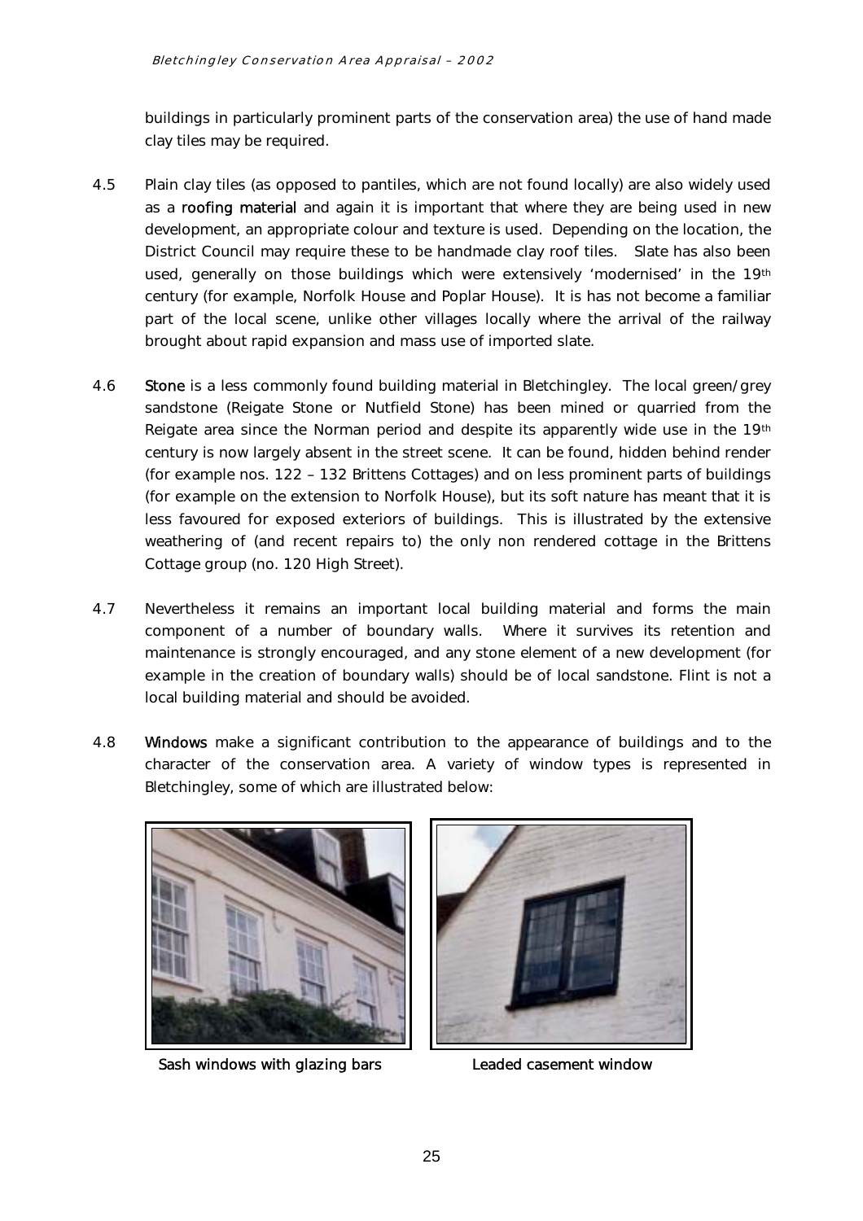buildings in particularly prominent parts of the conservation area) the use of hand made clay tiles may be required.

4.5 Plain clay tiles (as opposed to pantiles, which are not found locally) are also widely used as a **roofing material** and again it is important that where they are being used in new development, an appropriate colour and texture is used. Depending on the location, the District Council may require these to be handmade clay roof tiles. Slate has also been used, generally on those buildings which were extensively 'modernised' in the 19th century (for example, Norfolk House and Poplar House). It is has not become a familiar part of the local scene, unlike other villages locally where the arrival of the railway brought about rapid expansion and mass use of imported slate.

4.6 **Stone** is a less commonly found building material in Bletchingley. The local green/grey sandstone (Reigate Stone or Nutfield Stone) has been mined or quarried from the Reigate area since the Norman period and despite its apparently wide use in the 19th century is now largely absent in the street scene. It can be found, hidden behind render (for example nos. 122 – 132 Brittens Cottages) and on less prominent parts of buildings (for example on the extension to Norfolk House), but its soft nature has meant that it is less favoured for exposed exteriors of buildings. This is illustrated by the extensive weathering of (and recent repairs to) the only non rendered cottage in the Brittens Cottage group (no. 120 High Street).

4.7 Nevertheless it remains an important local building material and forms the main component of a number of boundary walls. Where it survives its retention and maintenance is strongly encouraged, and any stone element of a new development (for example in the creation of boundary walls) should be of local sandstone. Flint is not a local building material and should be avoided.

4.8 **Windows** make a significant contribution to the appearance of buildings and to the character of the conservation area. A variety of window types is represented in Bletchingley, some of which are illustrated below:

Sash windows with glazing bars

Leaded casement window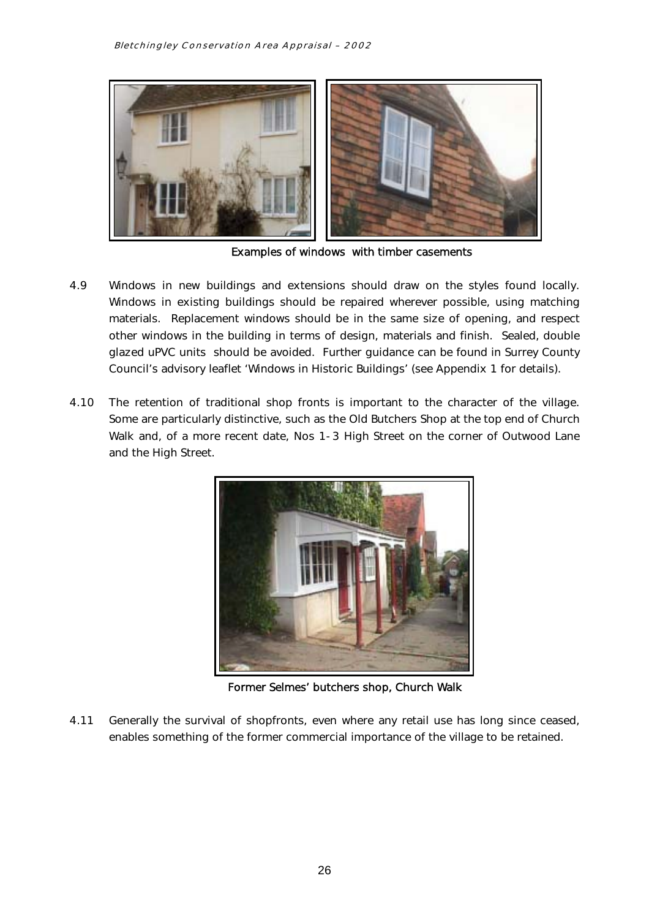Examples of windows with timber casements

4.9 Windows in new buildings and extensions should draw on the styles found locally. Windows in existing buildings should be repaired wherever possible, using matching materials. Replacement windows should be in the same size of opening, and respect other windows in the building in terms of design, materials and finish. Sealed, double glazed uPVC units should be avoided. Further guidance can be found in Surrey County Council's advisory leaflet 'Windows in Historic Buildings' (see Appendix 1 for details).

4.10 The retention of traditional shop fronts is important to the character of the village. Some are particularly distinctive, such as the Old Butchers Shop at the top end of Church Walk and, of a more recent date, Nos 1-3 High Street on the corner of Outwood Lane and the High Street.

Former Selmes' butchers shop, Church Walk

4.11 Generally the survival of shopfronts, even where any retail use has long since ceased, enables something of the former commercial importance of the village to be retained.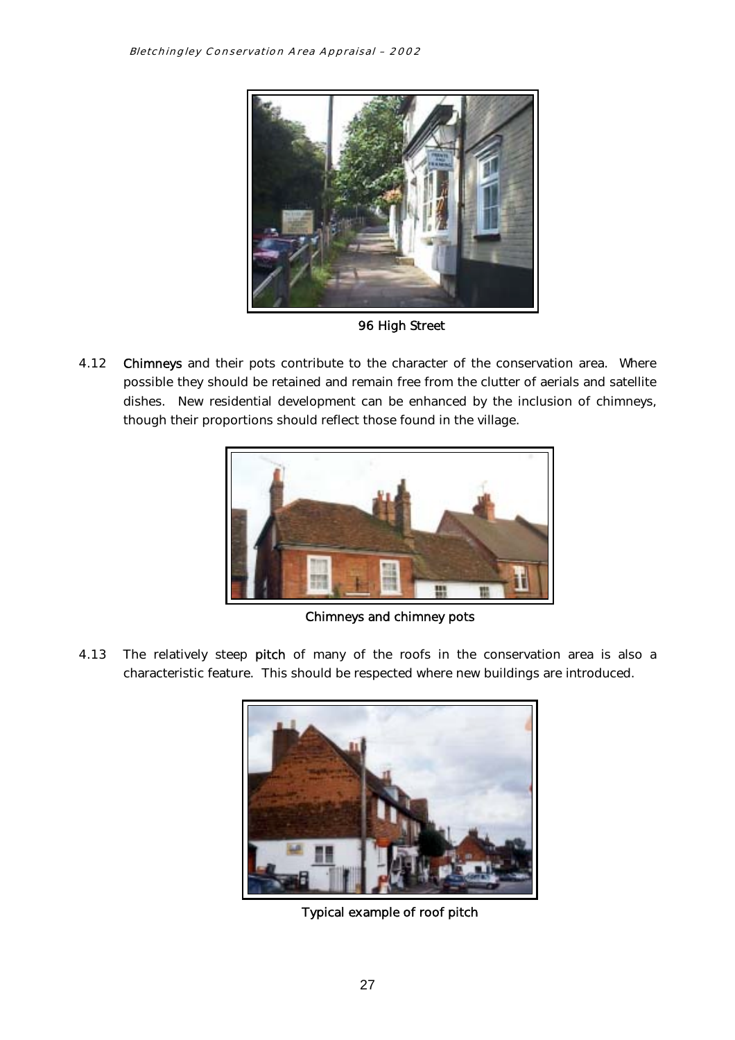96 High Street

4.12 **Chimneys** and their pots contribute to the character of the conservation area. Where possible they should be retained and remain free from the clutter of aerials and satellite dishes. New residential development can be enhanced by the inclusion of chimneys, though their proportions should reflect those found in the village.

Chimneys and chimney pots

4.13 The relatively steep **pitch** of many of the roofs in the conservation area is also a characteristic feature. This should be respected where new buildings are introduced.

Typical example of roof pitch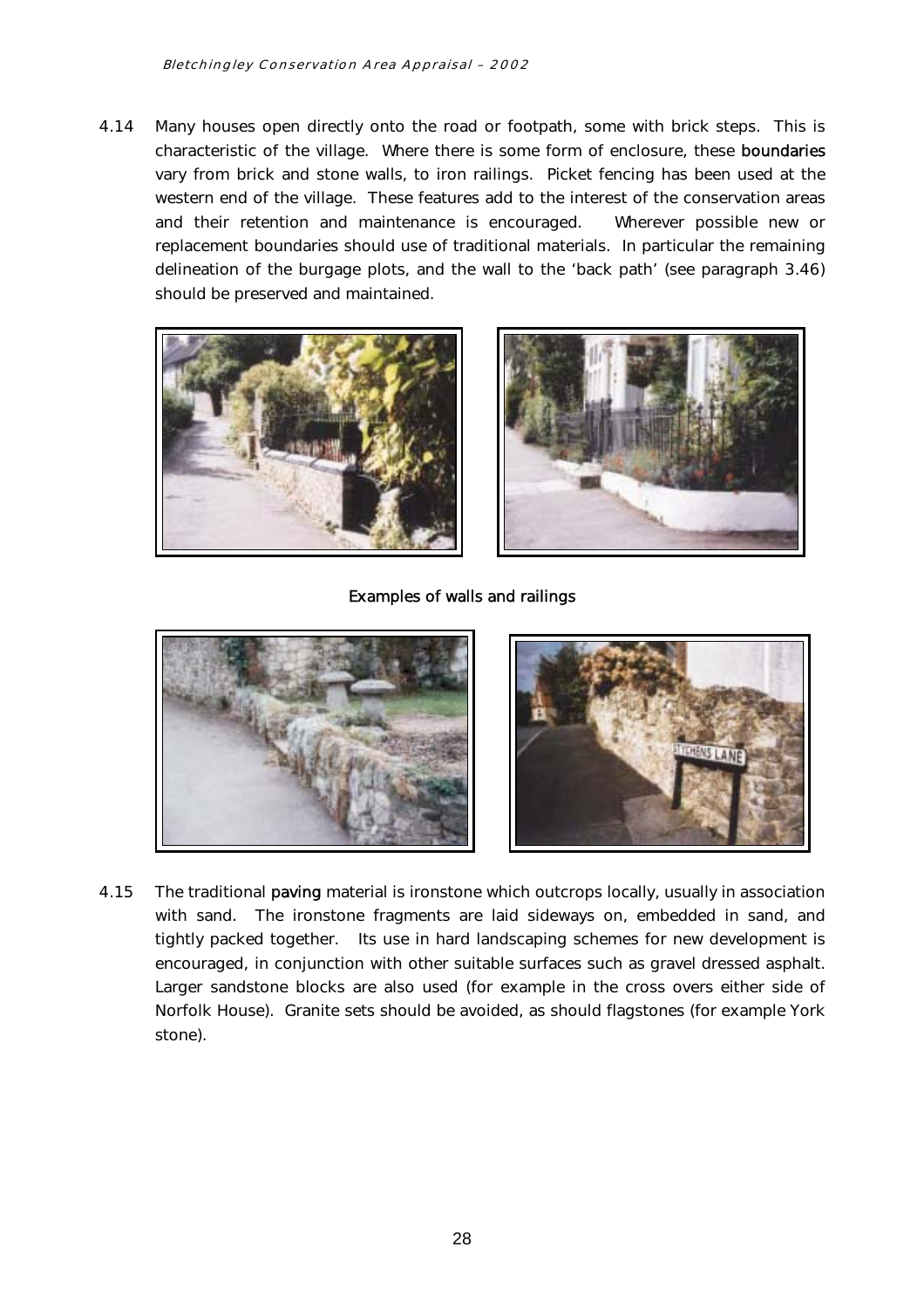4.14 Many houses open directly onto the road or footpath, some with brick steps. This is characteristic of the village. Where there is some form of enclosure, these **boundaries** vary from brick and stone walls, to iron railings. Picket fencing has been used at the western end of the village. These features add to the interest of the conservation areas and their retention and maintenance is encouraged. Wherever possible new or replacement boundaries should use of traditional materials. In particular the remaining delineation of the burgage plots, and the wall to the 'back path' (see paragraph 3.46) should be preserved and maintained.

**Examples of walls and railings**

4.15 The traditional **paving** material is ironstone which outcrops locally, usually in association with sand. The ironstone fragments are laid sideways on, embedded in sand, and tightly packed together. Its use in hard landscaping schemes for new development is encouraged, in conjunction with other suitable surfaces such as gravel dressed asphalt. Larger sandstone blocks are also used (for example in the cross overs either side of Norfolk House). Granite sets should be avoided, as should flagstones (for example York stone).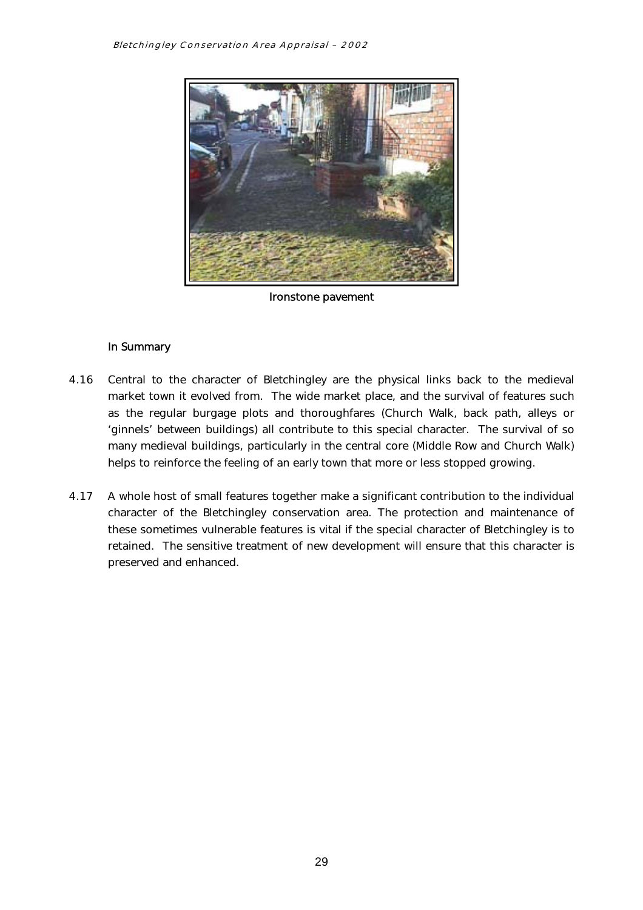Ironstone pavement

### In Summary

4.16 Central to the character of Bletchingley are the physical links back to the medieval market town it evolved from. The wide market place, and the survival of features such as the regular burgage plots and thoroughfares (Church Walk, back path, alleys or 'ginnels' between buildings) all contribute to this special character. The survival of so many medieval buildings, particularly in the central core (Middle Row and Church Walk) helps to reinforce the feeling of an early town that more or less stopped growing.

4.17 A whole host of small features together make a significant contribution to the individual character of the Bletchingley conservation area. The protection and maintenance of these sometimes vulnerable features is vital if the special character of Bletchingley is to retained. The sensitive treatment of new development will ensure that this character is preserved and enhanced.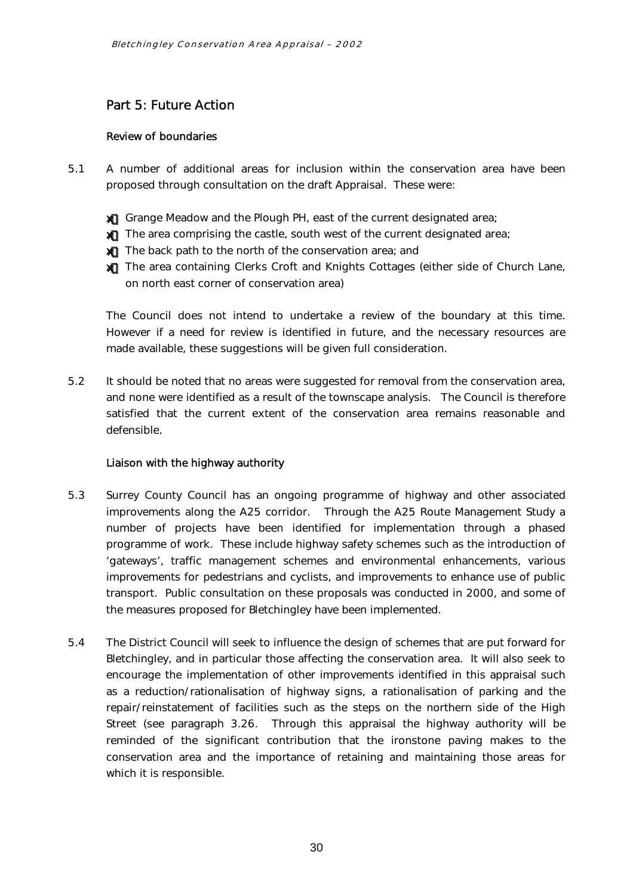## Part 5: Future Action

### Review of boundaries

5.1 A number of additional areas for inclusion within the conservation area have been proposed through consultation on the draft Appraisal. These were:

- Grange Meadow and the Plough PH, east of the current designated area;
- The area comprising the castle, south west of the current designated area;
- The back path to the north of the conservation area; and
- The area containing Clerks Croft and Knights Cottages (either side of Church Lane, on north east corner of conservation area)

The Council does not intend to undertake a review of the boundary at this time. However if a need for review is identified in future, and the necessary resources are made available, these suggestions will be given full consideration.

5.2 It should be noted that no areas were suggested for removal from the conservation area, and none were identified as a result of the townscape analysis. The Council is therefore satisfied that the current extent of the conservation area remains reasonable and defensible.

### Liaison with the highway authority

5.3 Surrey County Council has an ongoing programme of highway and other associated improvements along the A25 corridor. Through the A25 Route Management Study a number of projects have been identified for implementation through a phased programme of work. These include highway safety schemes such as the introduction of 'gateways', traffic management schemes and environmental enhancements, various improvements for pedestrians and cyclists, and improvements to enhance use of public transport. Public consultation on these proposals was conducted in 2000, and some of the measures proposed for Bletchingley have been implemented.

5.4 The District Council will seek to influence the design of schemes that are put forward for Bletchingley, and in particular those affecting the conservation area. It will also seek to encourage the implementation of other improvements identified in this appraisal such as a reduction/rationalisation of highway signs, a rationalisation of parking and the repair/reinstatement of facilities such as the steps on the northern side of the High Street (see paragraph 3.26. Through this appraisal the highway authority will be reminded of the significant contribution that the ironstone paving makes to the conservation area and the importance of retaining and maintaining those areas for which it is responsible.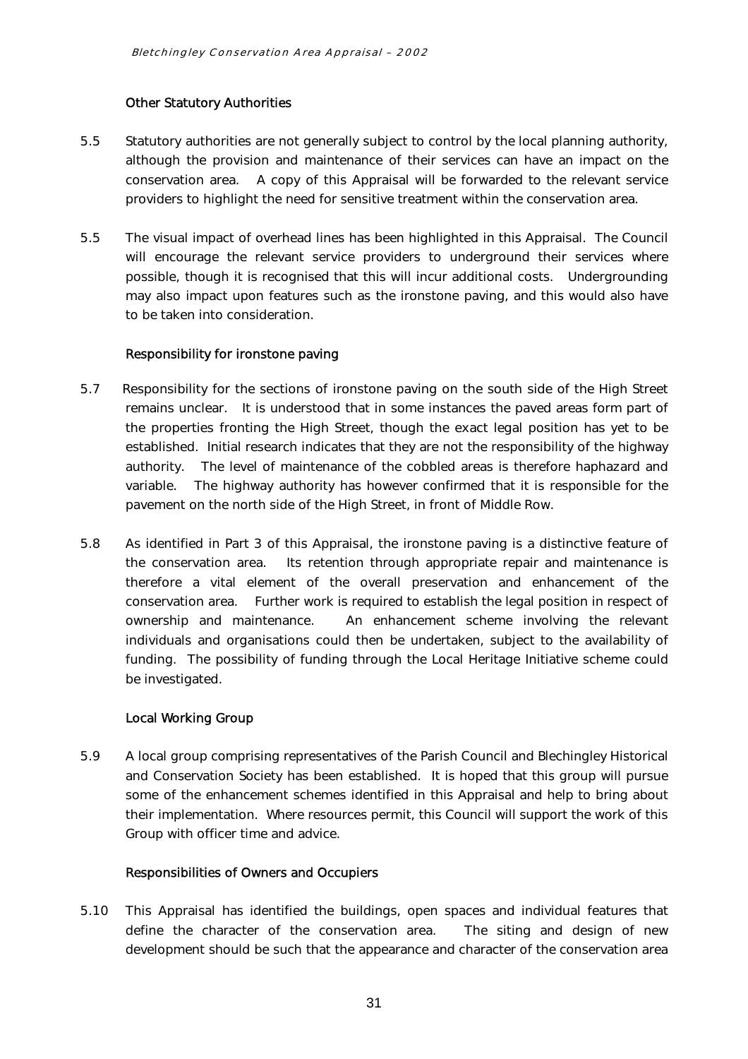### Other Statutory Authorities

5.5 Statutory authorities are not generally subject to control by the local planning authority, although the provision and maintenance of their services can have an impact on the conservation area. A copy of this Appraisal will be forwarded to the relevant service providers to highlight the need for sensitive treatment within the conservation area.

5.5 The visual impact of overhead lines has been highlighted in this Appraisal. The Council will encourage the relevant service providers to underground their services where possible, though it is recognised that this will incur additional costs. Undergrounding may also impact upon features such as the ironstone paving, and this would also have to be taken into consideration.

### Responsibility for ironstone paving

5.7 Responsibility for the sections of ironstone paving on the south side of the High Street remains unclear. It is understood that in some instances the paved areas form part of the properties fronting the High Street, though the exact legal position has yet to be established. Initial research indicates that they are not the responsibility of the highway authority. The level of maintenance of the cobbled areas is therefore haphazard and variable. The highway authority has however confirmed that it is responsible for the pavement on the north side of the High Street, in front of Middle Row.

5.8 As identified in Part 3 of this Appraisal, the ironstone paving is a distinctive feature of the conservation area. Its retention through appropriate repair and maintenance is therefore a vital element of the overall preservation and enhancement of the conservation area. Further work is required to establish the legal position in respect of ownership and maintenance. An enhancement scheme involving the relevant individuals and organisations could then be undertaken, subject to the availability of funding. The possibility of funding through the Local Heritage Initiative scheme could be investigated.

### Local Working Group

5.9 A local group comprising representatives of the Parish Council and Blechingley Historical and Conservation Society has been established. It is hoped that this group will pursue some of the enhancement schemes identified in this Appraisal and help to bring about their implementation. Where resources permit, this Council will support the work of this Group with officer time and advice.

### Responsibilities of Owners and Occupiers

5.10 This Appraisal has identified the buildings, open spaces and individual features that define the character of the conservation area. The siting and design of new development should be such that the appearance and character of the conservation area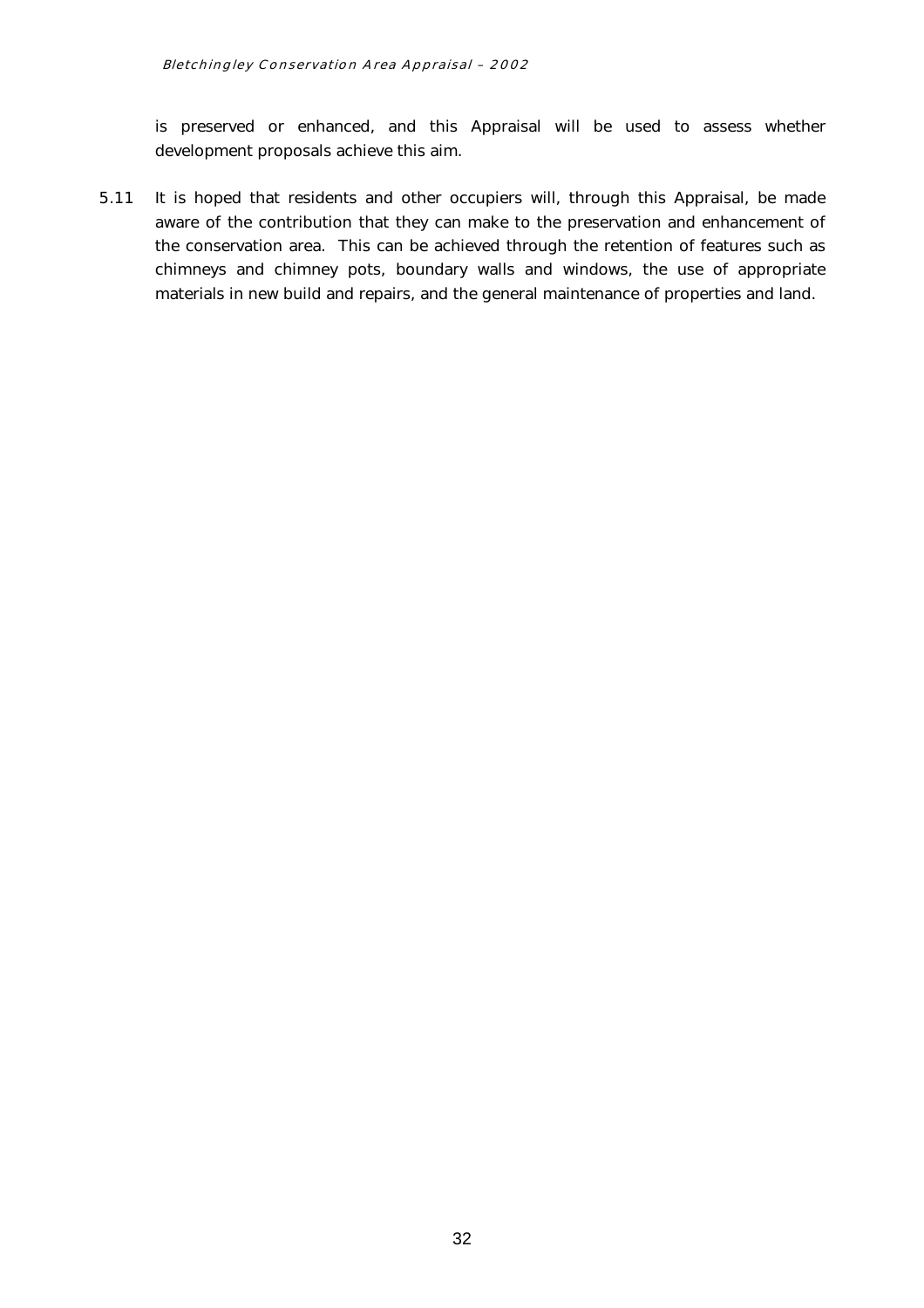is preserved or enhanced, and this Appraisal will be used to assess whether development proposals achieve this aim.

5.11 It is hoped that residents and other occupiers will, through this Appraisal, be made aware of the contribution that they can make to the preservation and enhancement of the conservation area. This can be achieved through the retention of features such as chimneys and chimney pots, boundary walls and windows, the use of appropriate materials in new build and repairs, and the general maintenance of properties and land.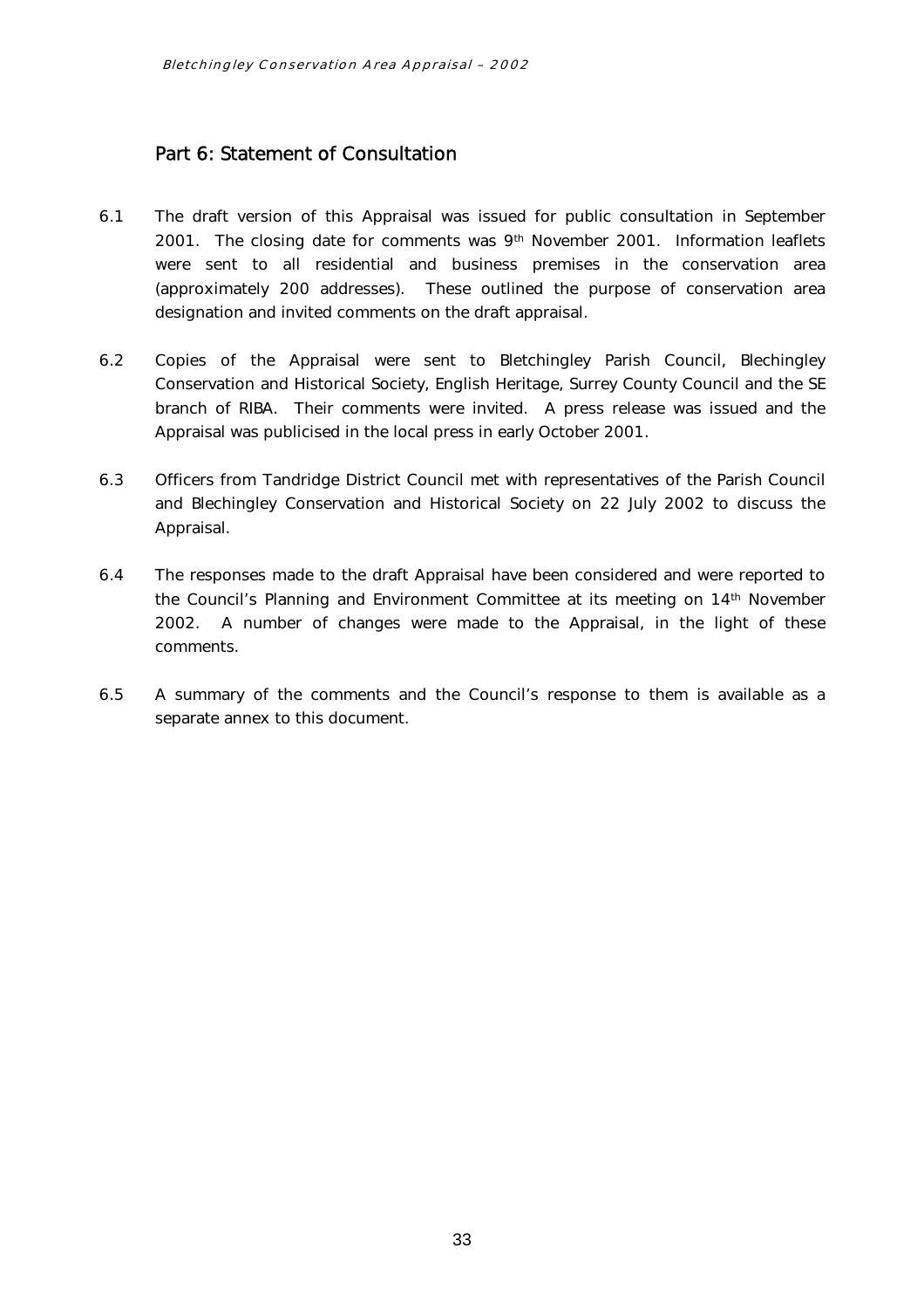## Part 6: Statement of Consultation

6.1 The draft version of this Appraisal was issued for public consultation in September 2001. The closing date for comments was 9th November 2001. Information leaflets were sent to all residential and business premises in the conservation area (approximately 200 addresses). These outlined the purpose of conservation area designation and invited comments on the draft appraisal.

6.2 Copies of the Appraisal were sent to Bletchingley Parish Council, Blechingley Conservation and Historical Society, English Heritage, Surrey County Council and the SE branch of RIBA. Their comments were invited. A press release was issued and the Appraisal was publicised in the local press in early October 2001.

6.3 Officers from Tandridge District Council met with representatives of the Parish Council and Blechingley Conservation and Historical Society on 22 July 2002 to discuss the Appraisal.

6.4 The responses made to the draft Appraisal have been considered and were reported to the Council's Planning and Environment Committee at its meeting on 14th November 2002. A number of changes were made to the Appraisal, in the light of these comments.

6.5 A summary of the comments and the Council's response to them is available as a separate annex to this document.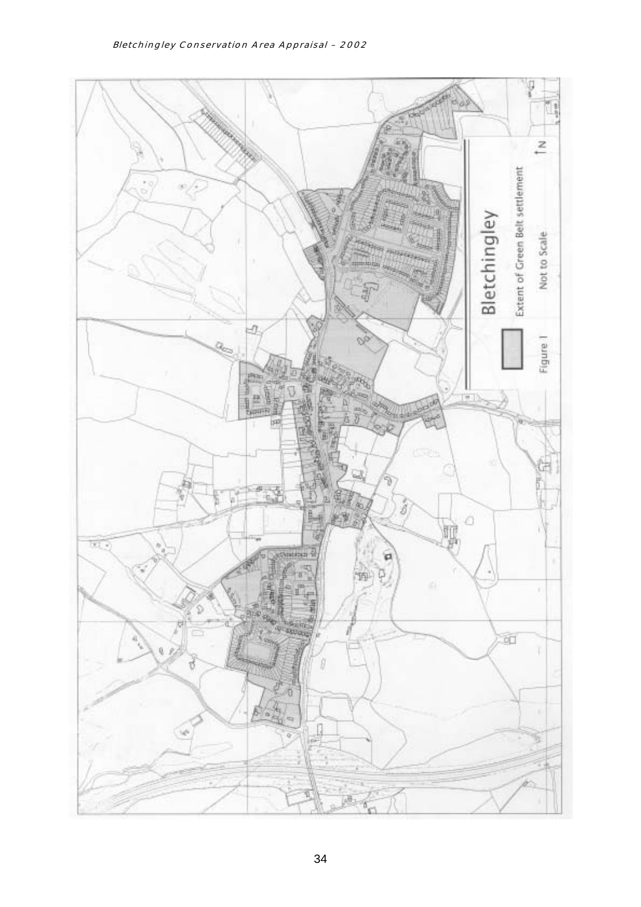Bletchingley

Extent of Green Belt settlement

Not to Scale

Figure 1

N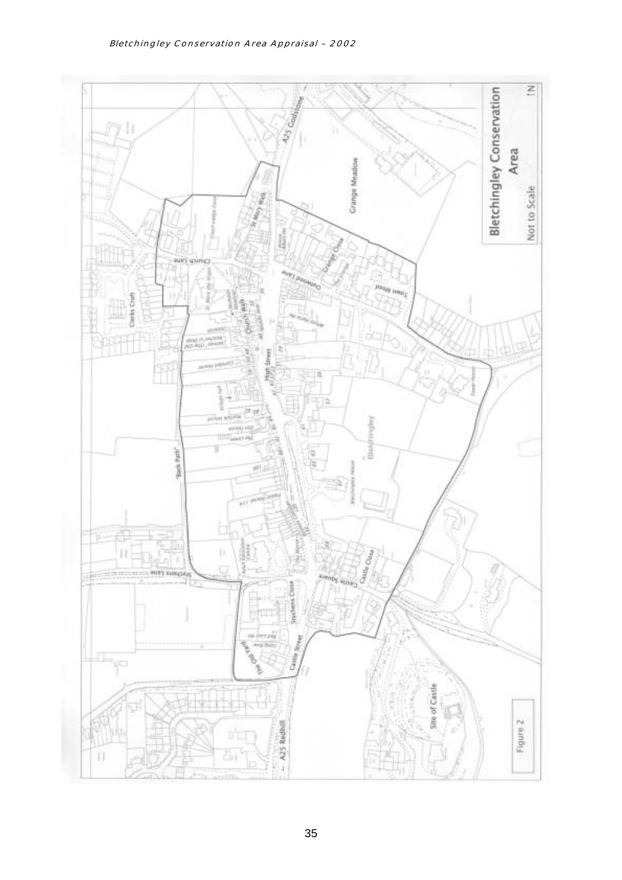Bletchingley Conservation Area

Not to Scale

Figure 2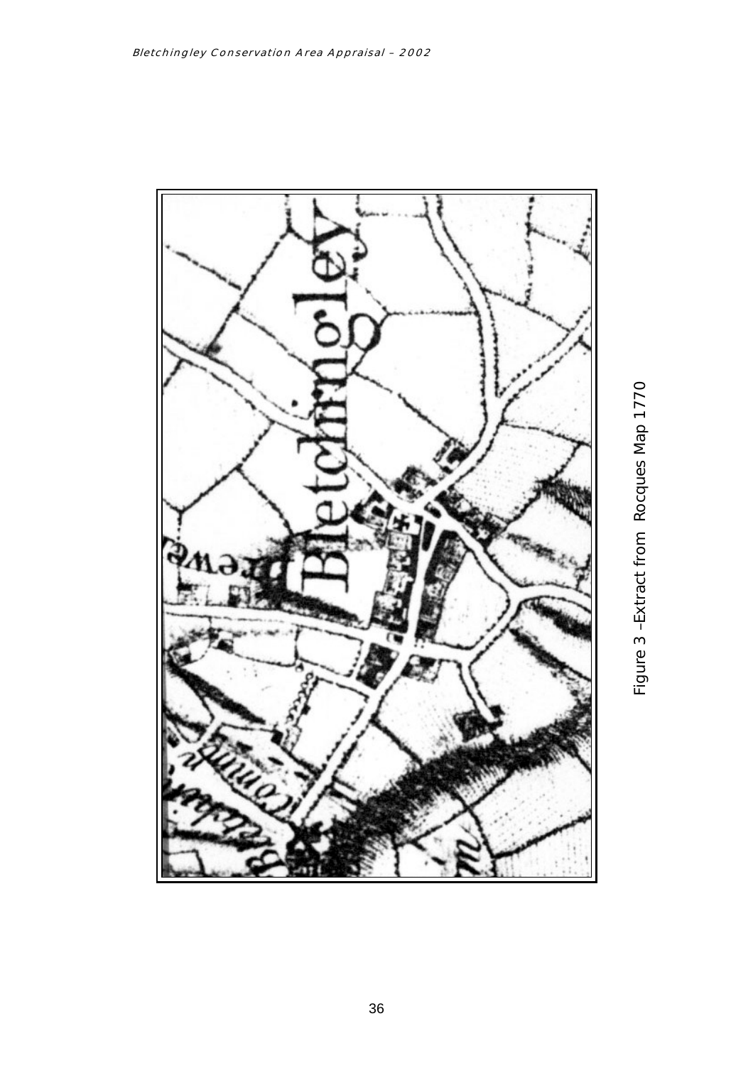Figure 3 –Extract from Rocques Map 1770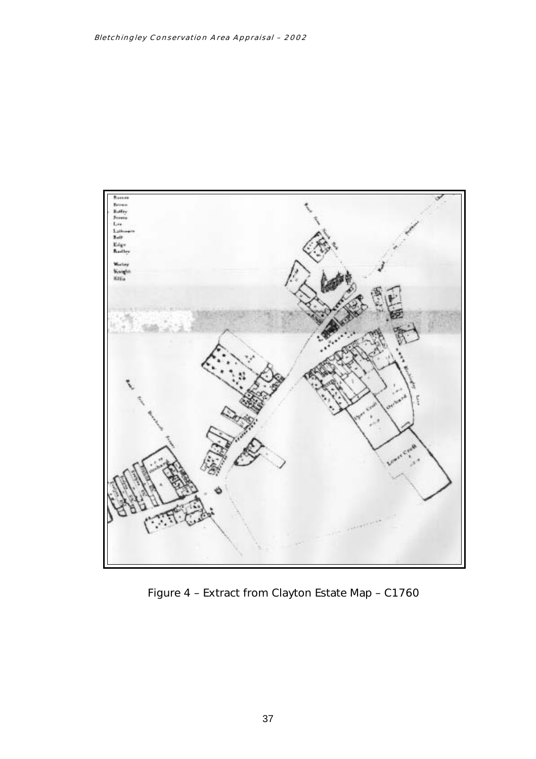Figure 4 – Extract from Clayton Estate Map – C1760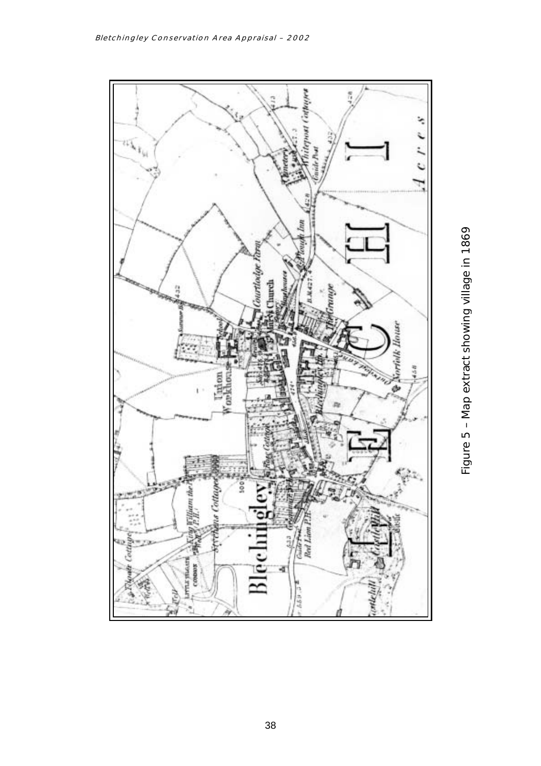Figure 5 – Map extract showing village in 1869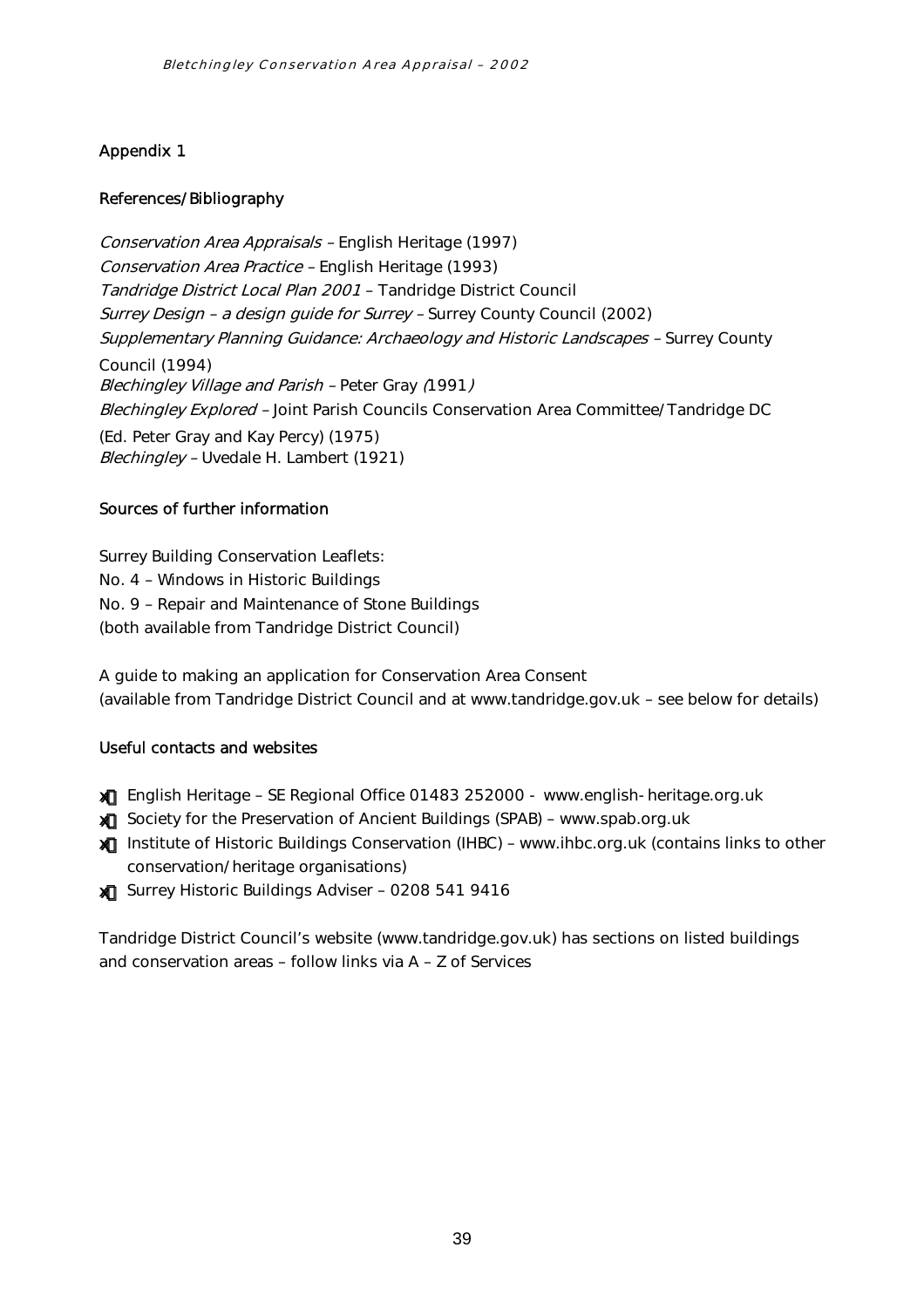## Appendix 1

### References/Bibliography

*Conservation Area Appraisals* – English Heritage (1997)
*Conservation Area Practice* – English Heritage (1993)
*Tandridge District Local Plan 2001* – Tandridge District Council
*Surrey Design – a design guide for Surrey* – Surrey County Council (2002)
*Supplementary Planning Guidance: Archaeology and Historic Landscapes* – Surrey County Council (1994)
*Blechingley Village and Parish* – Peter Gray (1991)
*Blechingley Explored* – Joint Parish Councils Conservation Area Committee/Tandridge DC (Ed. Peter Gray and Kay Percy) (1975)
*Blechingley* – Uvedale H. Lambert (1921)

### Sources of further information

Surrey Building Conservation Leaflets:
No. 4 – Windows in Historic Buildings
No. 9 – Repair and Maintenance of Stone Buildings
(both available from Tandridge District Council)

A guide to making an application for Conservation Area Consent
(available from Tandridge District Council and at www.tandridge.gov.uk – see below for details)

### Useful contacts and websites

- English Heritage – SE Regional Office 01483 252000 - www.english-heritage.org.uk
- Society for the Preservation of Ancient Buildings (SPAB) – www.spab.org.uk
- Institute of Historic Buildings Conservation (IHBC) – www.ihbc.org.uk (contains links to other conservation/heritage organisations)
- Surrey Historic Buildings Adviser – 0208 541 9416

Tandridge District Council's website (www.tandridge.gov.uk) has sections on listed buildings and conservation areas – follow links via A – Z of Services